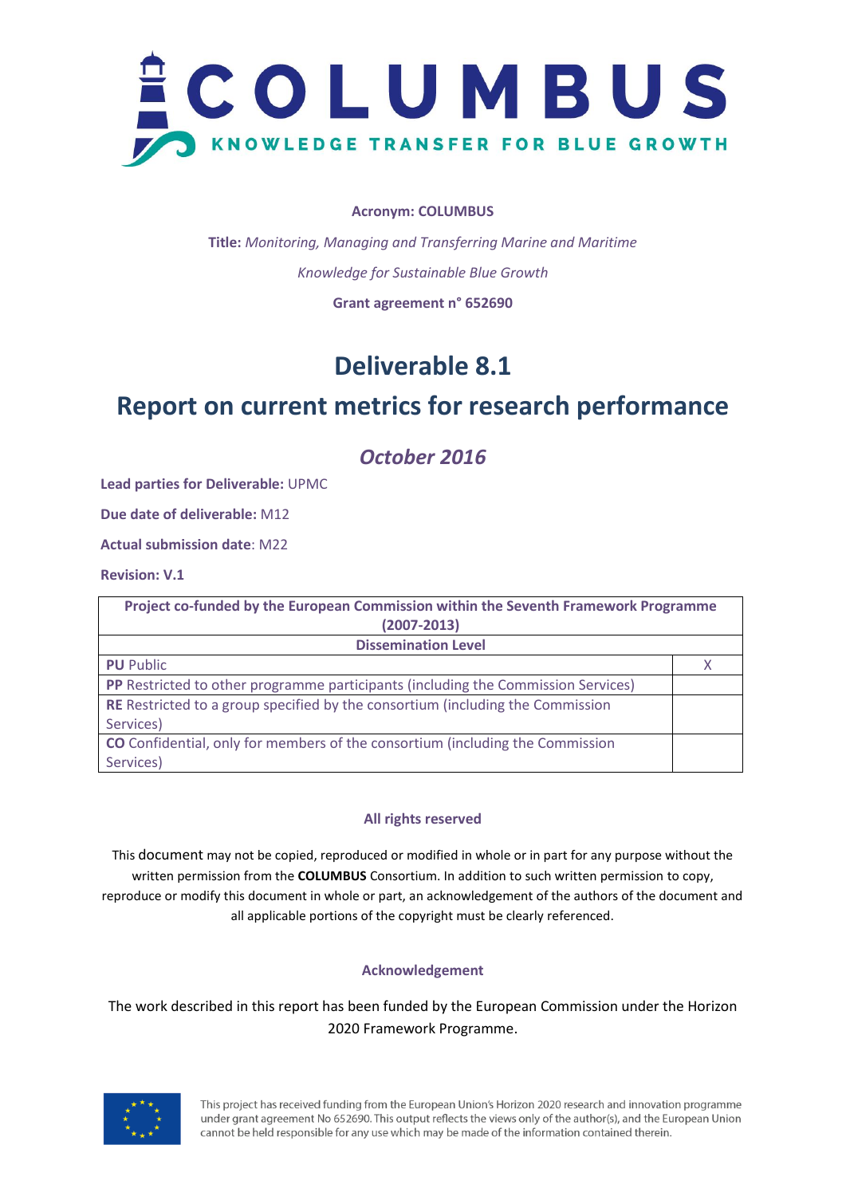# COLUMBUS

KNOWLEDGE TRANSFER FOR BLUE GROWTH

**Acronym: COLUMBUS**

**Title:** *Monitoring, Managing and Transferring Marine and Maritime Knowledge for Sustainable Blue Growth*

**Grant agreement n° 652690**

# Deliverable 8.1

# Report on current metrics for research performance

## *October 2016*

**Lead parties for Deliverable:** UPMC

**Due date of deliverable:** M12

**Actual submission date**: M22

**Revision: V.1**

| Project co-funded by the European Commission within the Seventh Framework Programme (2007-2013) | |
|---|---|
| **Dissemination Level** | |
| **PU** Public | X |
| **PP** Restricted to other programme participants (including the Commission Services) | |
| **RE** Restricted to a group specified by the consortium (including the Commission Services) | |
| **CO** Confidential, only for members of the consortium (including the Commission Services) | |

**All rights reserved**

This document may not be copied, reproduced or modified in whole or in part for any purpose without the written permission from the **COLUMBUS** Consortium. In addition to such written permission to copy, reproduce or modify this document in whole or part, an acknowledgement of the authors of the document and all applicable portions of the copyright must be clearly referenced.

**Acknowledgement**

The work described in this report has been funded by the European Commission under the Horizon 2020 Framework Programme.

This project has received funding from the European Union's Horizon 2020 research and innovation programme under grant agreement No 652690. This output reflects the views only of the author(s), and the European Union cannot be held responsible for any use which may be made of the information contained therein.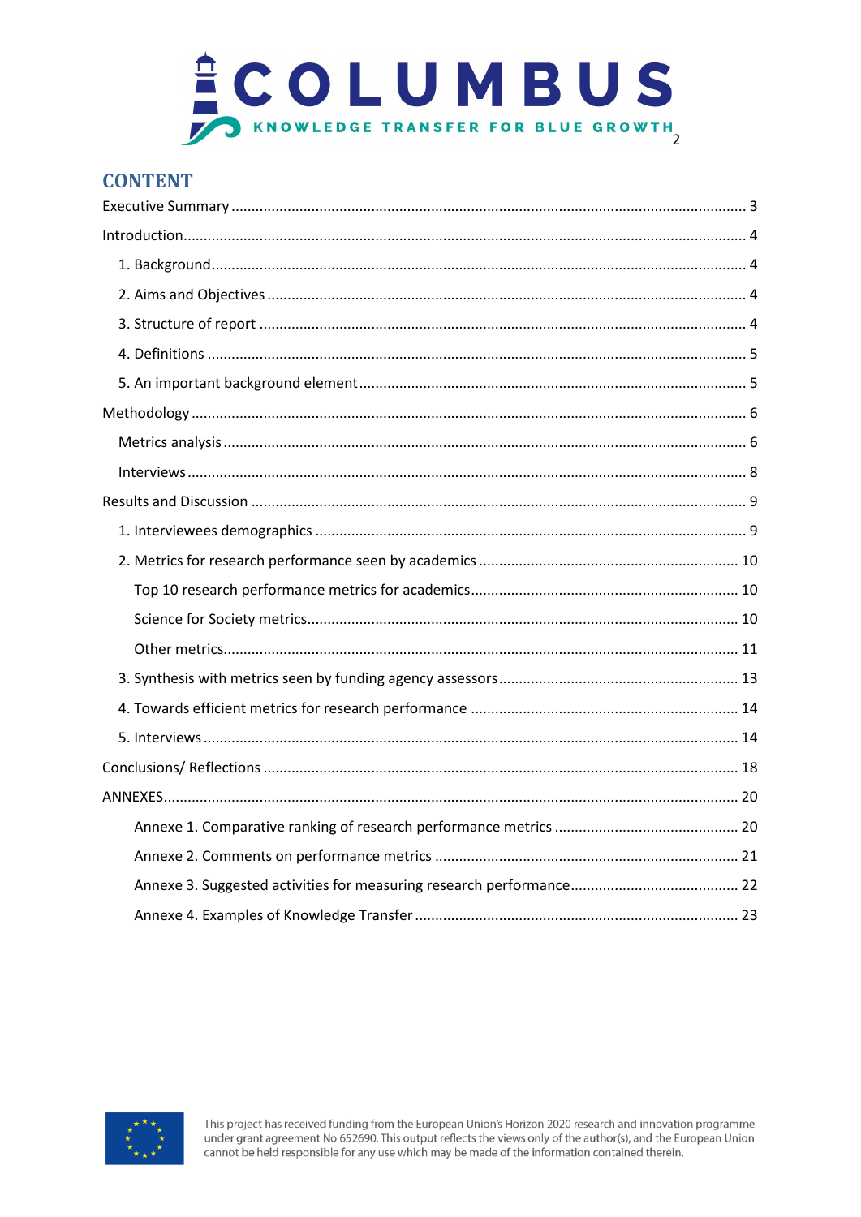## CONTENT

Executive Summary ... 3

Introduction ... 4

- 1. Background ... 4
- 2. Aims and Objectives ... 4
- 3. Structure of report ... 4
- 4. Definitions ... 5
- 5. An important background element ... 5

Methodology ... 6

- Metrics analysis ... 6
- Interviews ... 8

Results and Discussion ... 9

- 1. Interviewees demographics ... 9
- 2. Metrics for research performance seen by academics ... 10
  - Top 10 research performance metrics for academics ... 10
  - Science for Society metrics ... 10
  - Other metrics ... 11
- 3. Synthesis with metrics seen by funding agency assessors ... 13
- 4. Towards efficient metrics for research performance ... 14
- 5. Interviews ... 14

Conclusions/ Reflections ... 18

ANNEXES ... 20

- Annexe 1. Comparative ranking of research performance metrics ... 20
- Annexe 2. Comments on performance metrics ... 21
- Annexe 3. Suggested activities for measuring research performance ... 22
- Annexe 4. Examples of Knowledge Transfer ... 23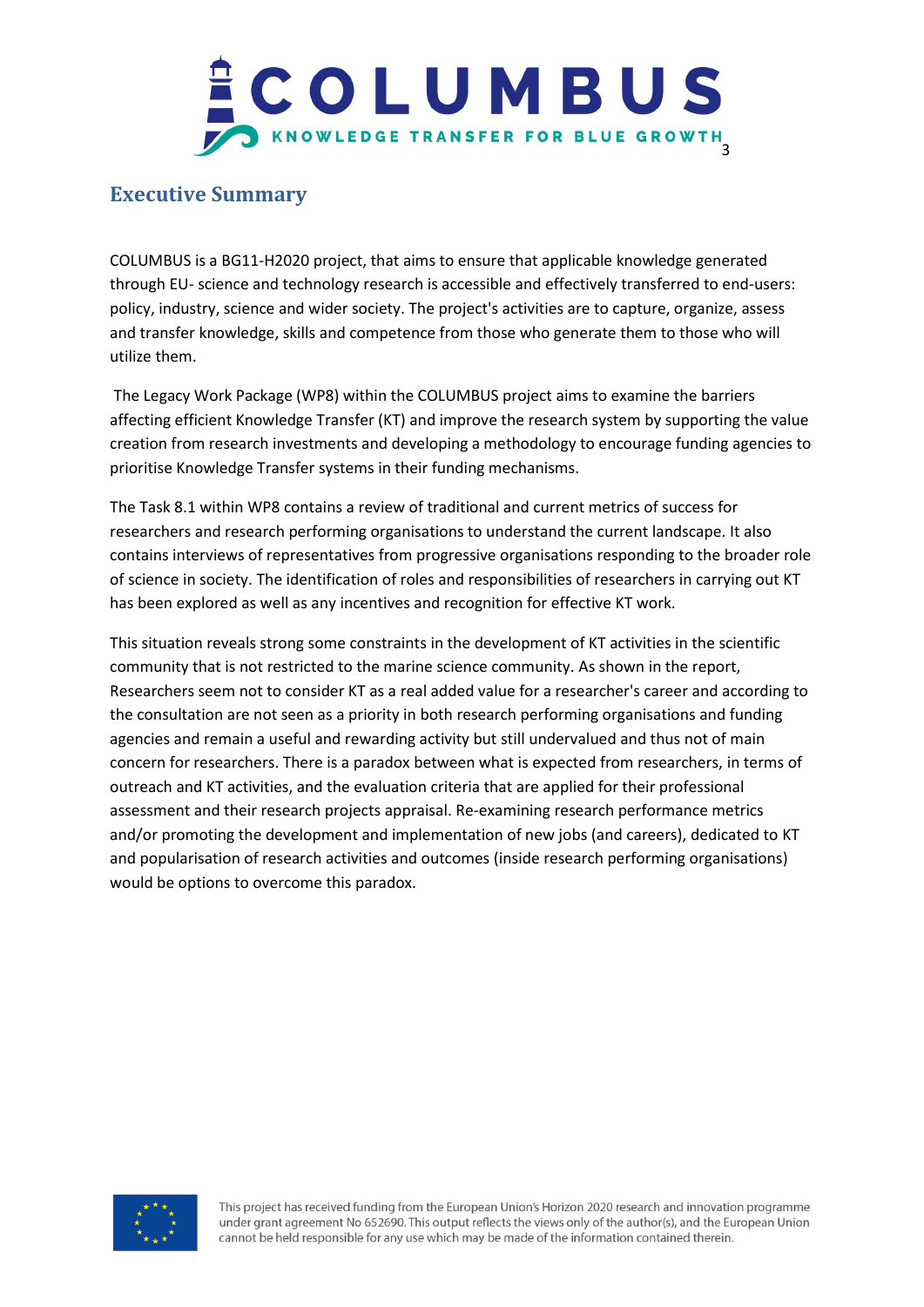## Executive Summary

COLUMBUS is a BG11-H2020 project, that aims to ensure that applicable knowledge generated through EU- science and technology research is accessible and effectively transferred to end-users: policy, industry, science and wider society. The project's activities are to capture, organize, assess and transfer knowledge, skills and competence from those who generate them to those who will utilize them.

The Legacy Work Package (WP8) within the COLUMBUS project aims to examine the barriers affecting efficient Knowledge Transfer (KT) and improve the research system by supporting the value creation from research investments and developing a methodology to encourage funding agencies to prioritise Knowledge Transfer systems in their funding mechanisms.

The Task 8.1 within WP8 contains a review of traditional and current metrics of success for researchers and research performing organisations to understand the current landscape. It also contains interviews of representatives from progressive organisations responding to the broader role of science in society. The identification of roles and responsibilities of researchers in carrying out KT has been explored as well as any incentives and recognition for effective KT work.

This situation reveals strong some constraints in the development of KT activities in the scientific community that is not restricted to the marine science community. As shown in the report, Researchers seem not to consider KT as a real added value for a researcher's career and according to the consultation are not seen as a priority in both research performing organisations and funding agencies and remain a useful and rewarding activity but still undervalued and thus not of main concern for researchers. There is a paradox between what is expected from researchers, in terms of outreach and KT activities, and the evaluation criteria that are applied for their professional assessment and their research projects appraisal. Re-examining research performance metrics and/or promoting the development and implementation of new jobs (and careers), dedicated to KT and popularisation of research activities and outcomes (inside research performing organisations) would be options to overcome this paradox.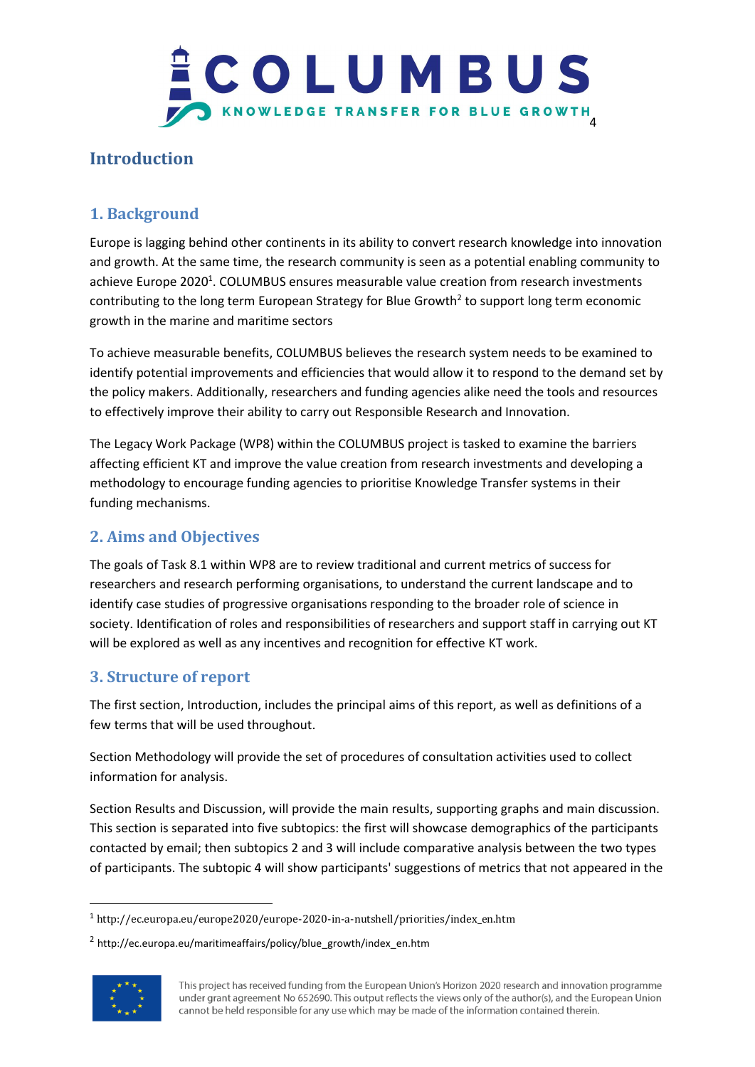# Introduction

## 1. Background

Europe is lagging behind other continents in its ability to convert research knowledge into innovation and growth. At the same time, the research community is seen as a potential enabling community to achieve Europe 2020[1]. COLUMBUS ensures measurable value creation from research investments contributing to the long term European Strategy for Blue Growth[2] to support long term economic growth in the marine and maritime sectors

To achieve measurable benefits, COLUMBUS believes the research system needs to be examined to identify potential improvements and efficiencies that would allow it to respond to the demand set by the policy makers. Additionally, researchers and funding agencies alike need the tools and resources to effectively improve their ability to carry out Responsible Research and Innovation.

The Legacy Work Package (WP8) within the COLUMBUS project is tasked to examine the barriers affecting efficient KT and improve the value creation from research investments and developing a methodology to encourage funding agencies to prioritise Knowledge Transfer systems in their funding mechanisms.

## 2. Aims and Objectives

The goals of Task 8.1 within WP8 are to review traditional and current metrics of success for researchers and research performing organisations, to understand the current landscape and to identify case studies of progressive organisations responding to the broader role of science in society. Identification of roles and responsibilities of researchers and support staff in carrying out KT will be explored as well as any incentives and recognition for effective KT work.

## 3. Structure of report

The first section, Introduction, includes the principal aims of this report, as well as definitions of a few terms that will be used throughout.

Section Methodology will provide the set of procedures of consultation activities used to collect information for analysis.

Section Results and Discussion, will provide the main results, supporting graphs and main discussion. This section is separated into five subtopics: the first will showcase demographics of the participants contacted by email; then subtopics 2 and 3 will include comparative analysis between the two types of participants. The subtopic 4 will show participants' suggestions of metrics that not appeared in the

[1] http://ec.europa.eu/europe2020/europe-2020-in-a-nutshell/priorities/index_en.htm

[2] http://ec.europa.eu/maritimeaffairs/policy/blue_growth/index_en.htm

This project has received funding from the European Union's Horizon 2020 research and innovation programme under grant agreement No 652690. This output reflects the views only of the author(s), and the European Union cannot be held responsible for any use which may be made of the information contained therein.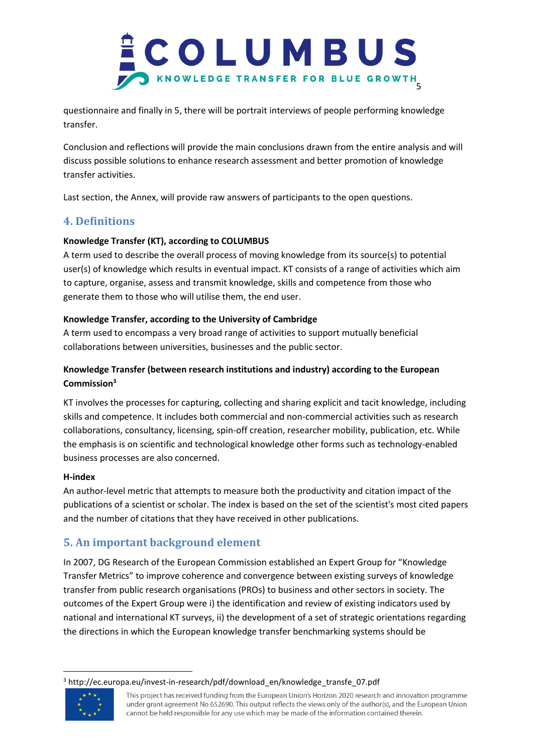questionnaire and finally in 5, there will be portrait interviews of people performing knowledge transfer.

Conclusion and reflections will provide the main conclusions drawn from the entire analysis and will discuss possible solutions to enhance research assessment and better promotion of knowledge transfer activities.

Last section, the Annex, will provide raw answers of participants to the open questions.

## 4. Definitions

**Knowledge Transfer (KT), according to COLUMBUS**

A term used to describe the overall process of moving knowledge from its source(s) to potential user(s) of knowledge which results in eventual impact. KT consists of a range of activities which aim to capture, organise, assess and transmit knowledge, skills and competence from those who generate them to those who will utilise them, the end user.

**Knowledge Transfer, according to the University of Cambridge**

A term used to encompass a very broad range of activities to support mutually beneficial collaborations between universities, businesses and the public sector.

**Knowledge Transfer (between research institutions and industry) according to the European Commission[3]**

KT involves the processes for capturing, collecting and sharing explicit and tacit knowledge, including skills and competence. It includes both commercial and non-commercial activities such as research collaborations, consultancy, licensing, spin-off creation, researcher mobility, publication, etc. While the emphasis is on scientific and technological knowledge other forms such as technology-enabled business processes are also concerned.

**H-index**

An author-level metric that attempts to measure both the productivity and citation impact of the publications of a scientist or scholar. The index is based on the set of the scientist's most cited papers and the number of citations that they have received in other publications.

## 5. An important background element

In 2007, DG Research of the European Commission established an Expert Group for "Knowledge Transfer Metrics" to improve coherence and convergence between existing surveys of knowledge transfer from public research organisations (PROs) to business and other sectors in society. The outcomes of the Expert Group were i) the identification and review of existing indicators used by national and international KT surveys, ii) the development of a set of strategic orientations regarding the directions in which the European knowledge transfer benchmarking systems should be

[3] http://ec.europa.eu/invest-in-research/pdf/download_en/knowledge_transfe_07.pdf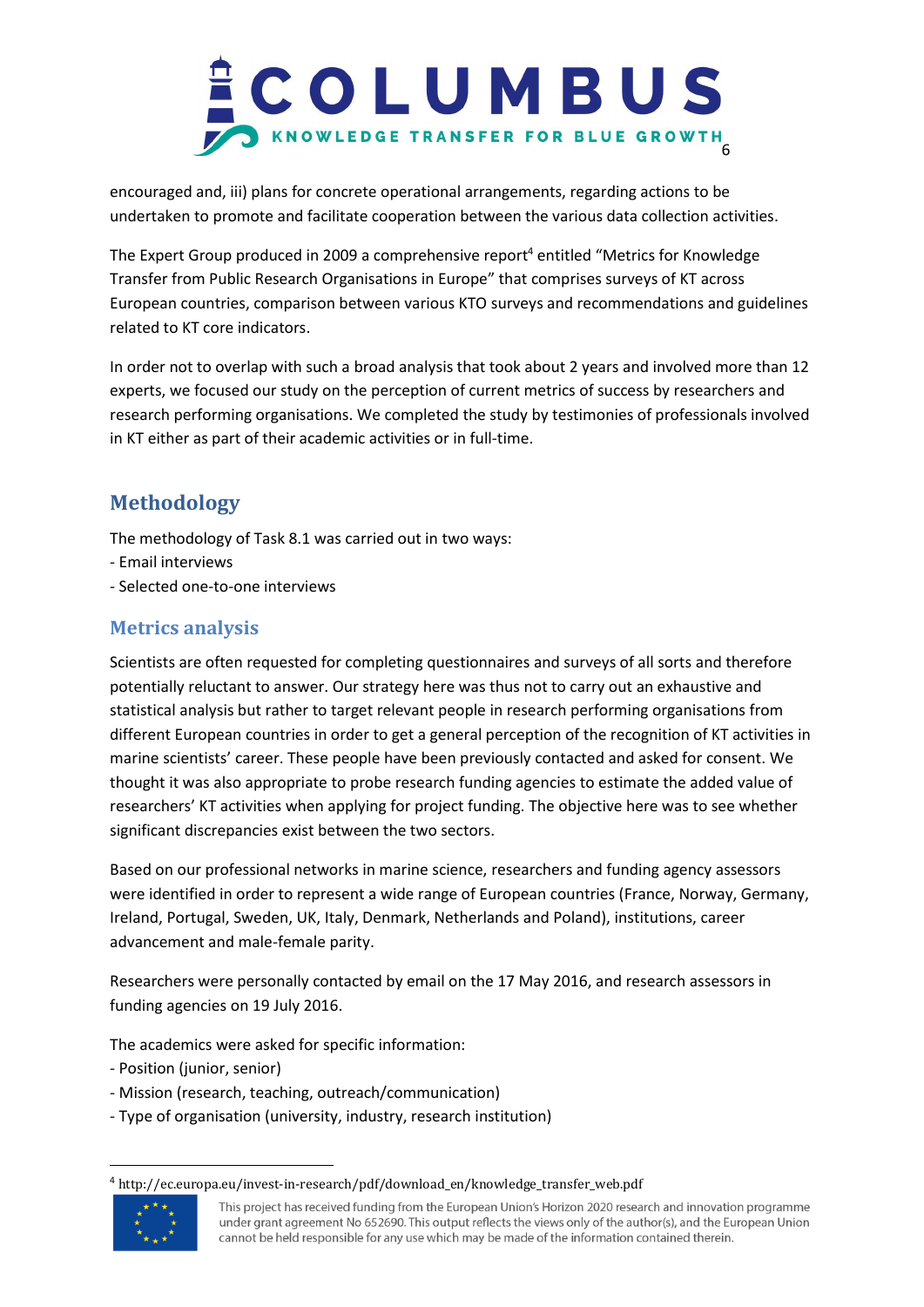encouraged and, iii) plans for concrete operational arrangements, regarding actions to be undertaken to promote and facilitate cooperation between the various data collection activities.

The Expert Group produced in 2009 a comprehensive report[4] entitled "Metrics for Knowledge Transfer from Public Research Organisations in Europe" that comprises surveys of KT across European countries, comparison between various KTO surveys and recommendations and guidelines related to KT core indicators.

In order not to overlap with such a broad analysis that took about 2 years and involved more than 12 experts, we focused our study on the perception of current metrics of success by researchers and research performing organisations. We completed the study by testimonies of professionals involved in KT either as part of their academic activities or in full-time.

## Methodology

The methodology of Task 8.1 was carried out in two ways:
- Email interviews
- Selected one-to-one interviews

### Metrics analysis

Scientists are often requested for completing questionnaires and surveys of all sorts and therefore potentially reluctant to answer. Our strategy here was thus not to carry out an exhaustive and statistical analysis but rather to target relevant people in research performing organisations from different European countries in order to get a general perception of the recognition of KT activities in marine scientists' career. These people have been previously contacted and asked for consent. We thought it was also appropriate to probe research funding agencies to estimate the added value of researchers' KT activities when applying for project funding. The objective here was to see whether significant discrepancies exist between the two sectors.

Based on our professional networks in marine science, researchers and funding agency assessors were identified in order to represent a wide range of European countries (France, Norway, Germany, Ireland, Portugal, Sweden, UK, Italy, Denmark, Netherlands and Poland), institutions, career advancement and male-female parity.

Researchers were personally contacted by email on the 17 May 2016, and research assessors in funding agencies on 19 July 2016.

The academics were asked for specific information:
- Position (junior, senior)
- Mission (research, teaching, outreach/communication)
- Type of organisation (university, industry, research institution)

[4] http://ec.europa.eu/invest-in-research/pdf/download_en/knowledge_transfer_web.pdf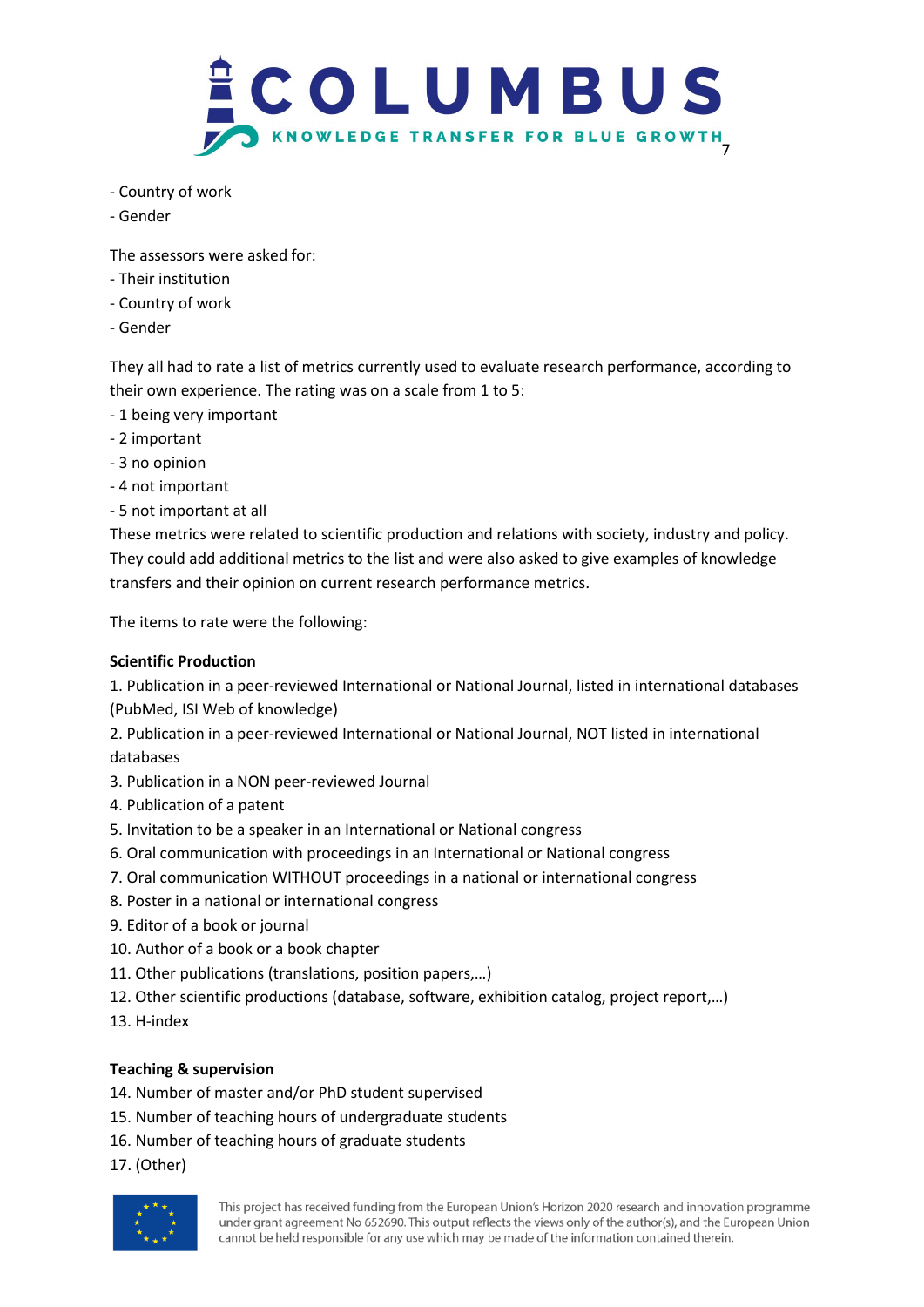- Country of work
- Gender

The assessors were asked for:
- Their institution
- Country of work
- Gender

They all had to rate a list of metrics currently used to evaluate research performance, according to their own experience. The rating was on a scale from 1 to 5:
- 1 being very important
- 2 important
- 3 no opinion
- 4 not important
- 5 not important at all

These metrics were related to scientific production and relations with society, industry and policy. They could add additional metrics to the list and were also asked to give examples of knowledge transfers and their opinion on current research performance metrics.

The items to rate were the following:

**Scientific Production**

1. Publication in a peer-reviewed International or National Journal, listed in international databases (PubMed, ISI Web of knowledge)
2. Publication in a peer-reviewed International or National Journal, NOT listed in international databases
3. Publication in a NON peer-reviewed Journal
4. Publication of a patent
5. Invitation to be a speaker in an International or National congress
6. Oral communication with proceedings in an International or National congress
7. Oral communication WITHOUT proceedings in a national or international congress
8. Poster in a national or international congress
9. Editor of a book or journal
10. Author of a book or a book chapter
11. Other publications (translations, position papers,…)
12. Other scientific productions (database, software, exhibition catalog, project report,…)
13. H-index

**Teaching & supervision**

14. Number of master and/or PhD student supervised
15. Number of teaching hours of undergraduate students
16. Number of teaching hours of graduate students
17. (Other)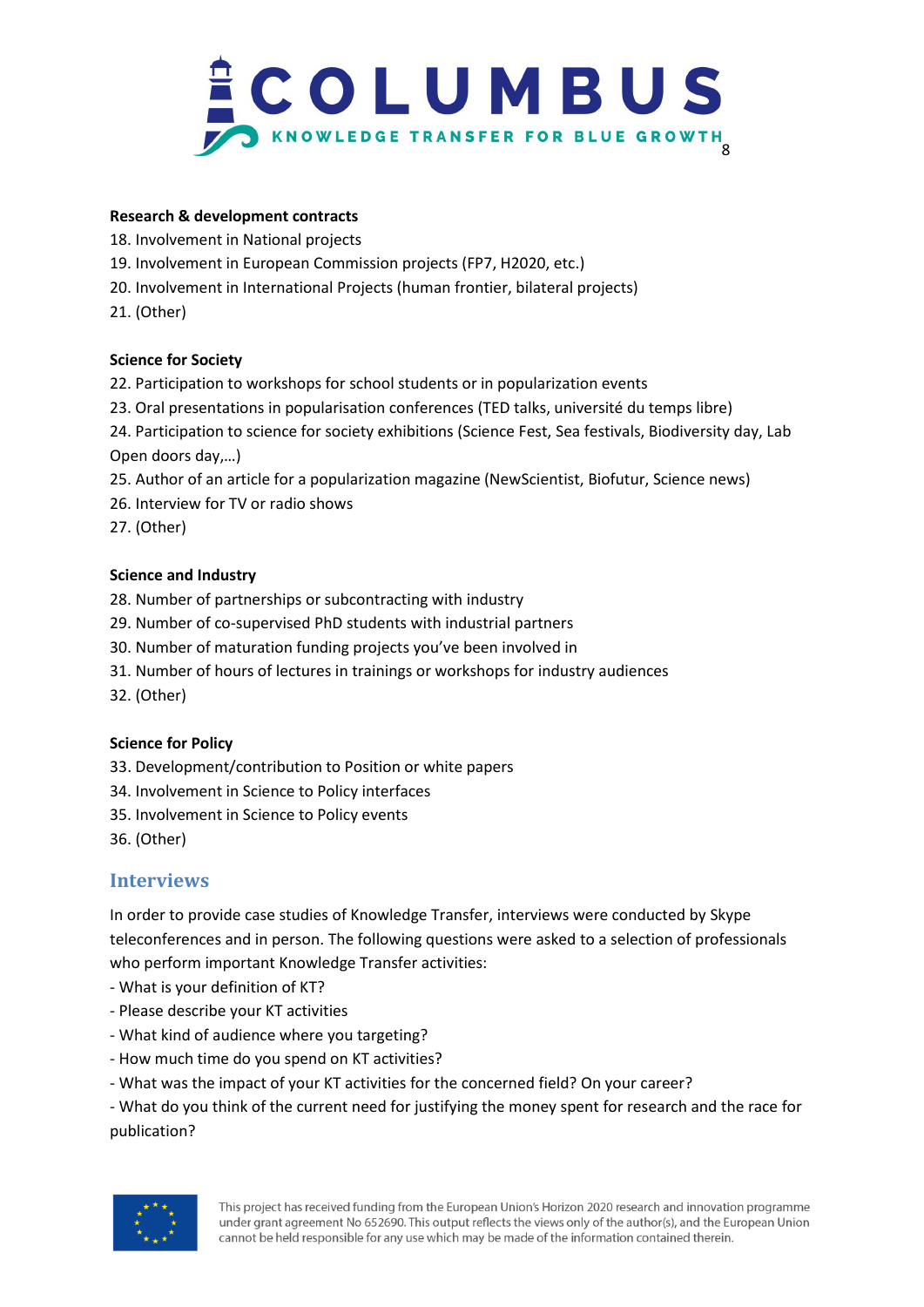**Research & development contracts**

18. Involvement in National projects
19. Involvement in European Commission projects (FP7, H2020, etc.)
20. Involvement in International Projects (human frontier, bilateral projects)
21. (Other)

**Science for Society**

22. Participation to workshops for school students or in popularization events
23. Oral presentations in popularisation conferences (TED talks, université du temps libre)
24. Participation to science for society exhibitions (Science Fest, Sea festivals, Biodiversity day, Lab Open doors day,…)
25. Author of an article for a popularization magazine (NewScientist, Biofutur, Science news)
26. Interview for TV or radio shows
27. (Other)

**Science and Industry**

28. Number of partnerships or subcontracting with industry
29. Number of co-supervised PhD students with industrial partners
30. Number of maturation funding projects you've been involved in
31. Number of hours of lectures in trainings or workshops for industry audiences
32. (Other)

**Science for Policy**

33. Development/contribution to Position or white papers
34. Involvement in Science to Policy interfaces
35. Involvement in Science to Policy events
36. (Other)

## Interviews

In order to provide case studies of Knowledge Transfer, interviews were conducted by Skype teleconferences and in person. The following questions were asked to a selection of professionals who perform important Knowledge Transfer activities:

- What is your definition of KT?
- Please describe your KT activities
- What kind of audience where you targeting?
- How much time do you spend on KT activities?
- What was the impact of your KT activities for the concerned field? On your career?
- What do you think of the current need for justifying the money spent for research and the race for publication?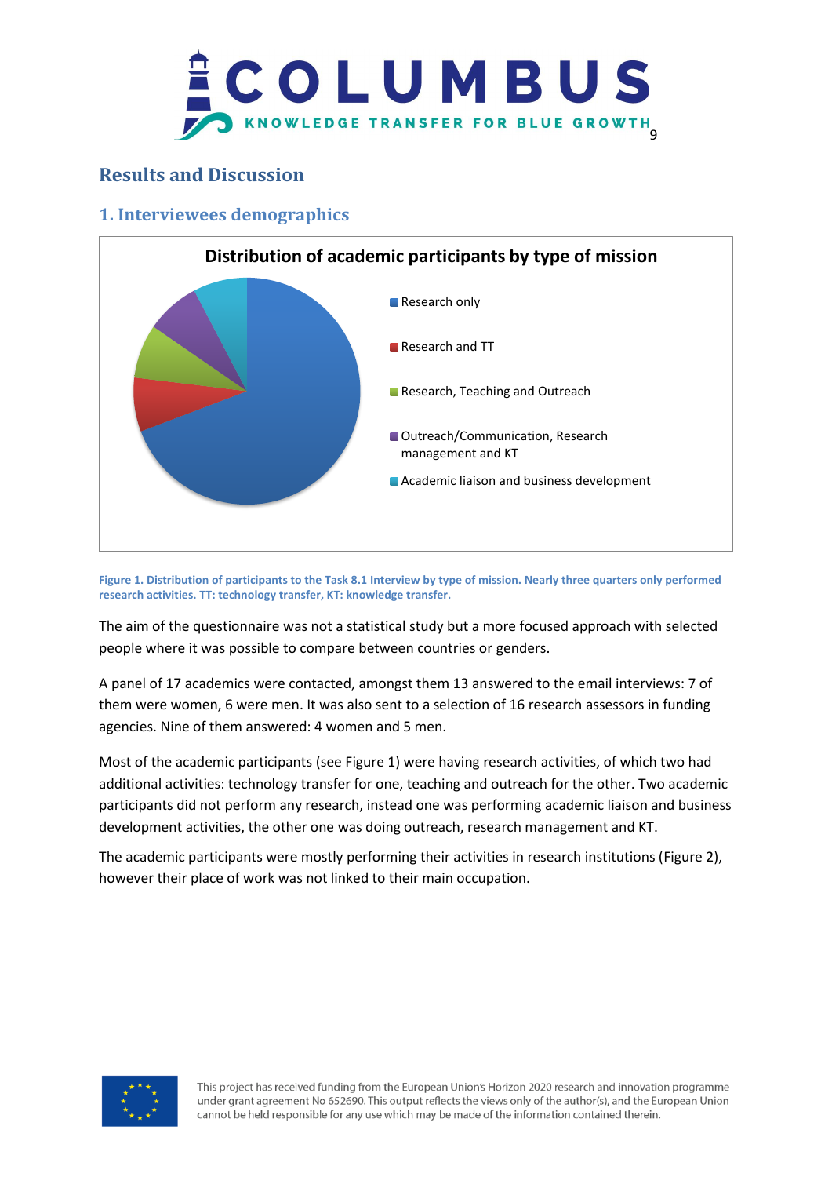## Results and Discussion

### 1. Interviewees demographics

**Distribution of academic participants by type of mission**

- Research only
- Research and TT
- Research, Teaching and Outreach
- Outreach/Communication, Research management and KT
- Academic liaison and business development

**Figure 1. Distribution of participants to the Task 8.1 Interview by type of mission. Nearly three quarters only performed research activities. TT: technology transfer, KT: knowledge transfer.**

The aim of the questionnaire was not a statistical study but a more focused approach with selected people where it was possible to compare between countries or genders.

A panel of 17 academics were contacted, amongst them 13 answered to the email interviews: 7 of them were women, 6 were men. It was also sent to a selection of 16 research assessors in funding agencies. Nine of them answered: 4 women and 5 men.

Most of the academic participants (see Figure 1) were having research activities, of which two had additional activities: technology transfer for one, teaching and outreach for the other. Two academic participants did not perform any research, instead one was performing academic liaison and business development activities, the other one was doing outreach, research management and KT.

The academic participants were mostly performing their activities in research institutions (Figure 2), however their place of work was not linked to their main occupation.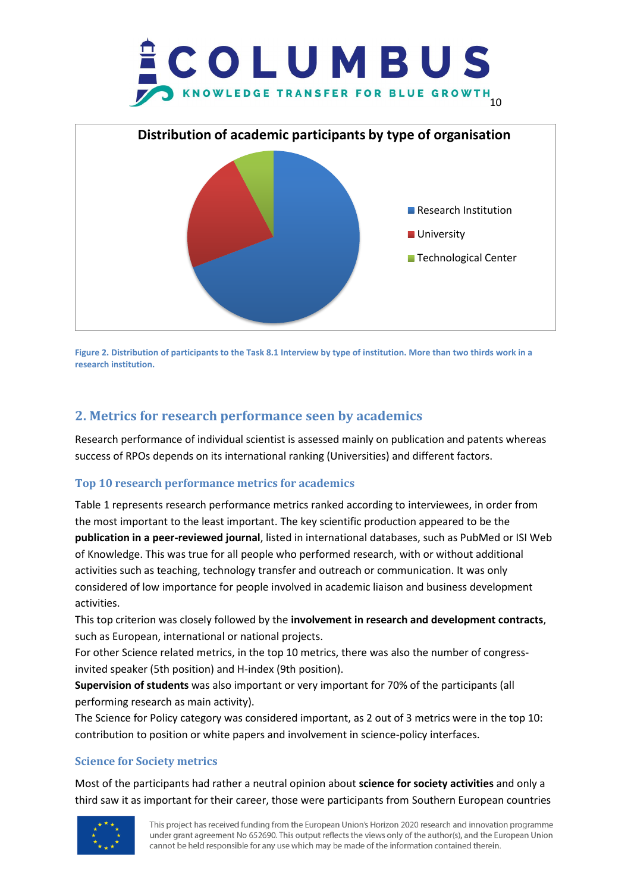Figure 2. Distribution of participants to the Task 8.1 Interview by type of institution. More than two thirds work in a research institution.

## 2. Metrics for research performance seen by academics

Research performance of individual scientist is assessed mainly on publication and patents whereas success of RPOs depends on its international ranking (Universities) and different factors.

### Top 10 research performance metrics for academics

Table 1 represents research performance metrics ranked according to interviewees, in order from the most important to the least important. The key scientific production appeared to be the **publication in a peer-reviewed journal**, listed in international databases, such as PubMed or ISI Web of Knowledge. This was true for all people who performed research, with or without additional activities such as teaching, technology transfer and outreach or communication. It was only considered of low importance for people involved in academic liaison and business development activities.

This top criterion was closely followed by the **involvement in research and development contracts**, such as European, international or national projects.

For other Science related metrics, in the top 10 metrics, there was also the number of congress-invited speaker (5th position) and H-index (9th position).

**Supervision of students** was also important or very important for 70% of the participants (all performing research as main activity).

The Science for Policy category was considered important, as 2 out of 3 metrics were in the top 10: contribution to position or white papers and involvement in science-policy interfaces.

### Science for Society metrics

Most of the participants had rather a neutral opinion about **science for society activities** and only a third saw it as important for their career, those were participants from Southern European countries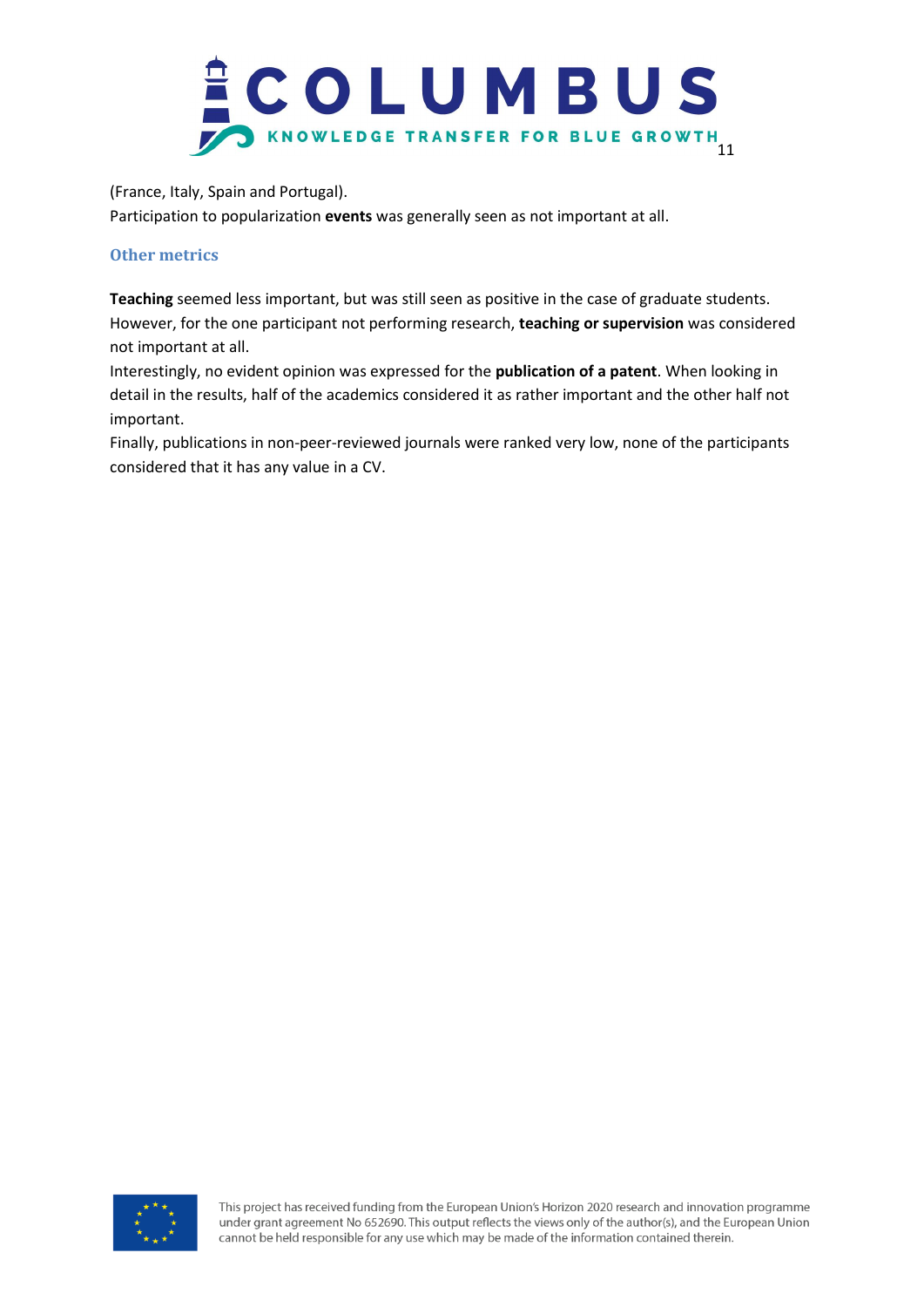(France, Italy, Spain and Portugal).

Participation to popularization **events** was generally seen as not important at all.

### Other metrics

**Teaching** seemed less important, but was still seen as positive in the case of graduate students. However, for the one participant not performing research, **teaching or supervision** was considered not important at all.

Interestingly, no evident opinion was expressed for the **publication of a patent**. When looking in detail in the results, half of the academics considered it as rather important and the other half not important.

Finally, publications in non-peer-reviewed journals were ranked very low, none of the participants considered that it has any value in a CV.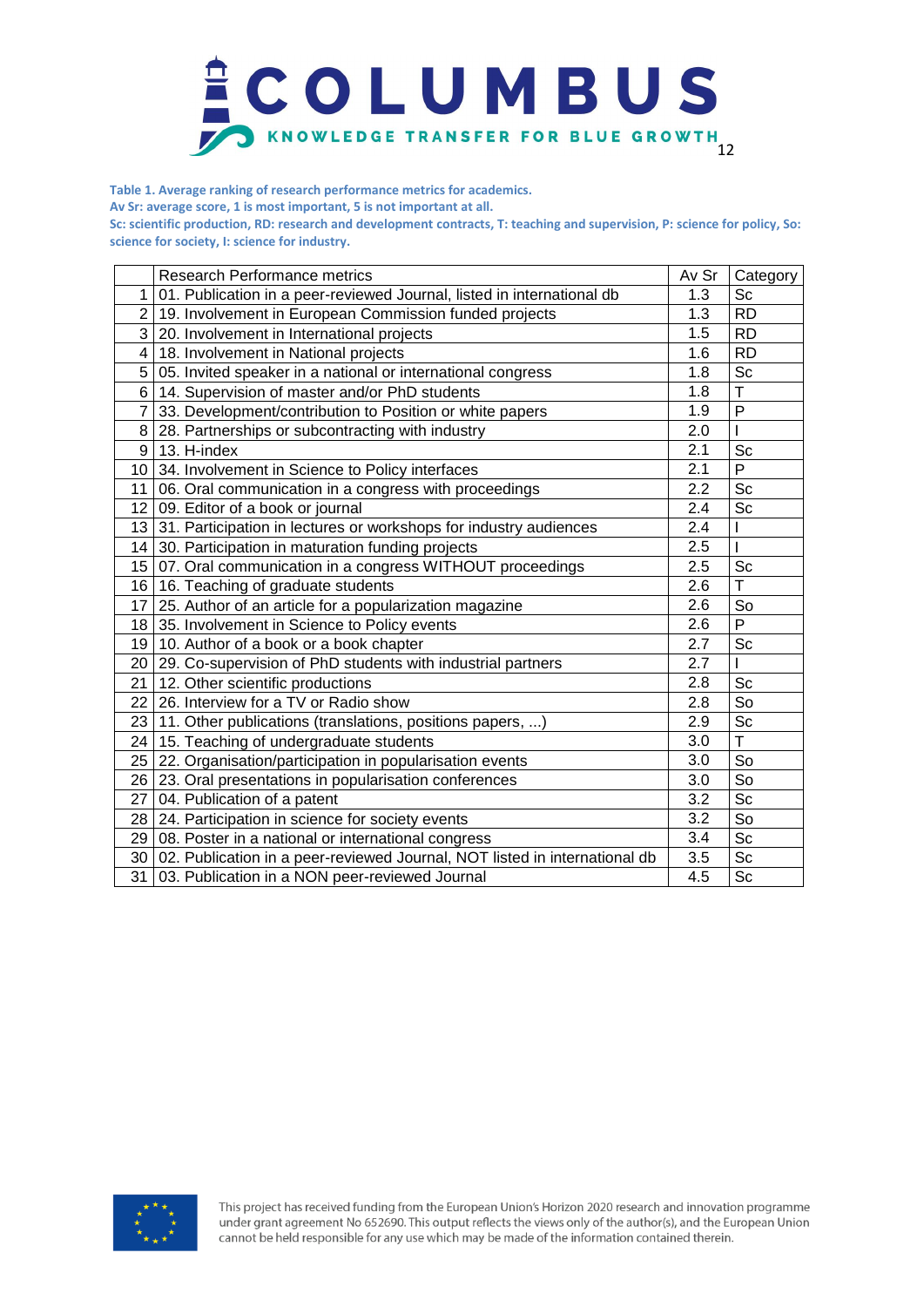**Table 1. Average ranking of research performance metrics for academics.**

**Av Sr: average score, 1 is most important, 5 is not important at all.**

**Sc: scientific production, RD: research and development contracts, T: teaching and supervision, P: science for policy, So: science for society, I: science for industry.**

| | Research Performance metrics | Av Sr | Category |
|---|---|---|---|
| 1 | 01. Publication in a peer-reviewed Journal, listed in international db | 1.3 | Sc |
| 2 | 19. Involvement in European Commission funded projects | 1.3 | RD |
| 3 | 20. Involvement in International projects | 1.5 | RD |
| 4 | 18. Involvement in National projects | 1.6 | RD |
| 5 | 05. Invited speaker in a national or international congress | 1.8 | Sc |
| 6 | 14. Supervision of master and/or PhD students | 1.8 | T |
| 7 | 33. Development/contribution to Position or white papers | 1.9 | P |
| 8 | 28. Partnerships or subcontracting with industry | 2.0 | I |
| 9 | 13. H-index | 2.1 | Sc |
| 10 | 34. Involvement in Science to Policy interfaces | 2.1 | P |
| 11 | 06. Oral communication in a congress with proceedings | 2.2 | Sc |
| 12 | 09. Editor of a book or journal | 2.4 | Sc |
| 13 | 31. Participation in lectures or workshops for industry audiences | 2.4 | I |
| 14 | 30. Participation in maturation funding projects | 2.5 | I |
| 15 | 07. Oral communication in a congress WITHOUT proceedings | 2.5 | Sc |
| 16 | 16. Teaching of graduate students | 2.6 | T |
| 17 | 25. Author of an article for a popularization magazine | 2.6 | So |
| 18 | 35. Involvement in Science to Policy events | 2.6 | P |
| 19 | 10. Author of a book or a book chapter | 2.7 | Sc |
| 20 | 29. Co-supervision of PhD students with industrial partners | 2.7 | I |
| 21 | 12. Other scientific productions | 2.8 | Sc |
| 22 | 26. Interview for a TV or Radio show | 2.8 | So |
| 23 | 11. Other publications (translations, positions papers, ...) | 2.9 | Sc |
| 24 | 15. Teaching of undergraduate students | 3.0 | T |
| 25 | 22. Organisation/participation in popularisation events | 3.0 | So |
| 26 | 23. Oral presentations in popularisation conferences | 3.0 | So |
| 27 | 04. Publication of a patent | 3.2 | Sc |
| 28 | 24. Participation in science for society events | 3.2 | So |
| 29 | 08. Poster in a national or international congress | 3.4 | Sc |
| 30 | 02. Publication in a peer-reviewed Journal, NOT listed in international db | 3.5 | Sc |
| 31 | 03. Publication in a NON peer-reviewed Journal | 4.5 | Sc |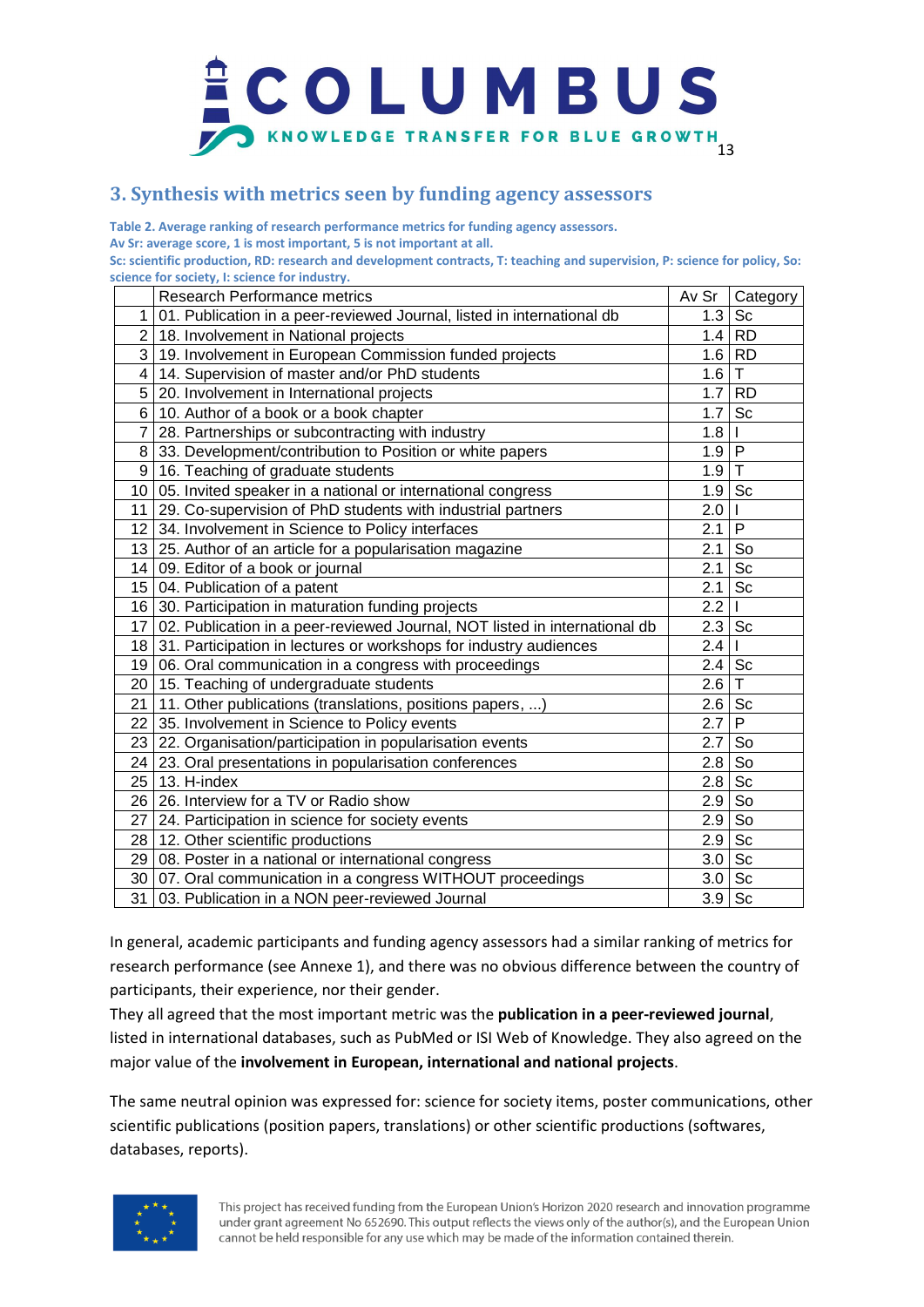## 3. Synthesis with metrics seen by funding agency assessors

**Table 2. Average ranking of research performance metrics for funding agency assessors.**
**Av Sr: average score, 1 is most important, 5 is not important at all.**
**Sc: scientific production, RD: research and development contracts, T: teaching and supervision, P: science for policy, So: science for society, I: science for industry.**

| | Research Performance metrics | Av Sr | Category |
|---|---|---|---|
| 1 | 01. Publication in a peer-reviewed Journal, listed in international db | 1.3 | Sc |
| 2 | 18. Involvement in National projects | 1.4 | RD |
| 3 | 19. Involvement in European Commission funded projects | 1.6 | RD |
| 4 | 14. Supervision of master and/or PhD students | 1.6 | T |
| 5 | 20. Involvement in International projects | 1.7 | RD |
| 6 | 10. Author of a book or a book chapter | 1.7 | Sc |
| 7 | 28. Partnerships or subcontracting with industry | 1.8 | I |
| 8 | 33. Development/contribution to Position or white papers | 1.9 | P |
| 9 | 16. Teaching of graduate students | 1.9 | T |
| 10 | 05. Invited speaker in a national or international congress | 1.9 | Sc |
| 11 | 29. Co-supervision of PhD students with industrial partners | 2.0 | I |
| 12 | 34. Involvement in Science to Policy interfaces | 2.1 | P |
| 13 | 25. Author of an article for a popularisation magazine | 2.1 | So |
| 14 | 09. Editor of a book or journal | 2.1 | Sc |
| 15 | 04. Publication of a patent | 2.1 | Sc |
| 16 | 30. Participation in maturation funding projects | 2.2 | I |
| 17 | 02. Publication in a peer-reviewed Journal, NOT listed in international db | 2.3 | Sc |
| 18 | 31. Participation in lectures or workshops for industry audiences | 2.4 | I |
| 19 | 06. Oral communication in a congress with proceedings | 2.4 | Sc |
| 20 | 15. Teaching of undergraduate students | 2.6 | T |
| 21 | 11. Other publications (translations, positions papers, ...) | 2.6 | Sc |
| 22 | 35. Involvement in Science to Policy events | 2.7 | P |
| 23 | 22. Organisation/participation in popularisation events | 2.7 | So |
| 24 | 23. Oral presentations in popularisation conferences | 2.8 | So |
| 25 | 13. H-index | 2.8 | Sc |
| 26 | 26. Interview for a TV or Radio show | 2.9 | So |
| 27 | 24. Participation in science for society events | 2.9 | So |
| 28 | 12. Other scientific productions | 2.9 | Sc |
| 29 | 08. Poster in a national or international congress | 3.0 | Sc |
| 30 | 07. Oral communication in a congress WITHOUT proceedings | 3.0 | Sc |
| 31 | 03. Publication in a NON peer-reviewed Journal | 3.9 | Sc |

In general, academic participants and funding agency assessors had a similar ranking of metrics for research performance (see Annexe 1), and there was no obvious difference between the country of participants, their experience, nor their gender.

They all agreed that the most important metric was the **publication in a peer-reviewed journal**, listed in international databases, such as PubMed or ISI Web of Knowledge. They also agreed on the major value of the **involvement in European, international and national projects**.

The same neutral opinion was expressed for: science for society items, poster communications, other scientific publications (position papers, translations) or other scientific productions (softwares, databases, reports).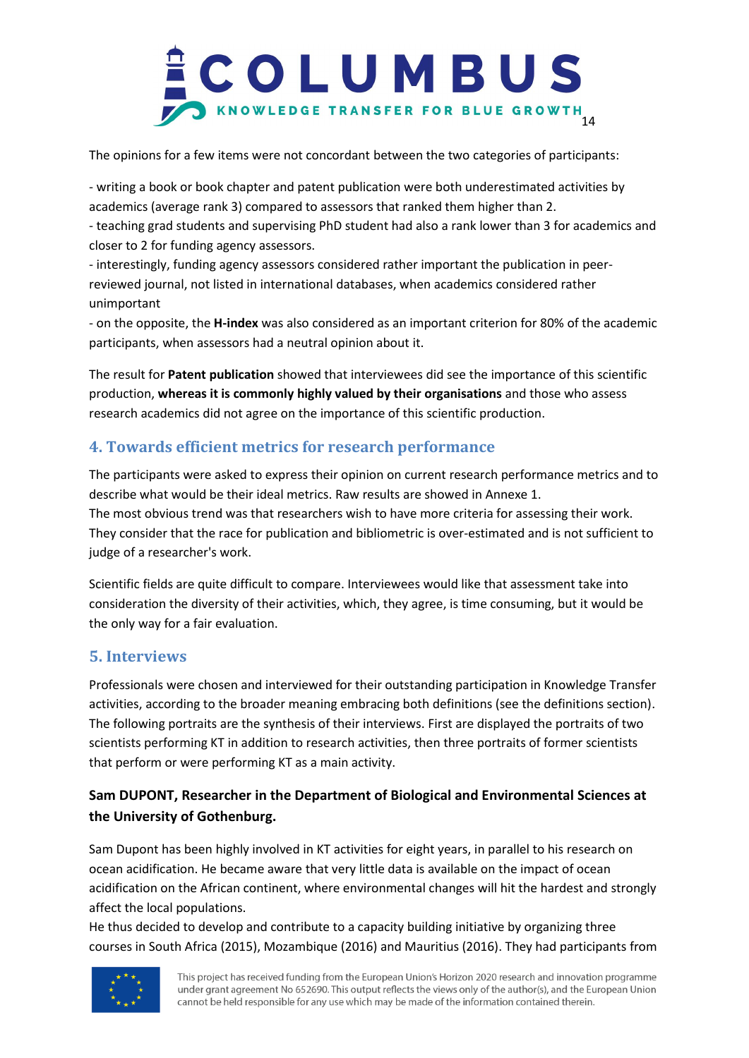The opinions for a few items were not concordant between the two categories of participants:

- writing a book or book chapter and patent publication were both underestimated activities by academics (average rank 3) compared to assessors that ranked them higher than 2.
- teaching grad students and supervising PhD student had also a rank lower than 3 for academics and closer to 2 for funding agency assessors.
- interestingly, funding agency assessors considered rather important the publication in peer-reviewed journal, not listed in international databases, when academics considered rather unimportant
- on the opposite, the **H-index** was also considered as an important criterion for 80% of the academic participants, when assessors had a neutral opinion about it.

The result for **Patent publication** showed that interviewees did see the importance of this scientific production, **whereas it is commonly highly valued by their organisations** and those who assess research academics did not agree on the importance of this scientific production.

## 4. Towards efficient metrics for research performance

The participants were asked to express their opinion on current research performance metrics and to describe what would be their ideal metrics. Raw results are showed in Annexe 1.
The most obvious trend was that researchers wish to have more criteria for assessing their work. They consider that the race for publication and bibliometric is over-estimated and is not sufficient to judge of a researcher's work.

Scientific fields are quite difficult to compare. Interviewees would like that assessment take into consideration the diversity of their activities, which, they agree, is time consuming, but it would be the only way for a fair evaluation.

## 5. Interviews

Professionals were chosen and interviewed for their outstanding participation in Knowledge Transfer activities, according to the broader meaning embracing both definitions (see the definitions section). The following portraits are the synthesis of their interviews. First are displayed the portraits of two scientists performing KT in addition to research activities, then three portraits of former scientists that perform or were performing KT as a main activity.

### Sam DUPONT, Researcher in the Department of Biological and Environmental Sciences at the University of Gothenburg.

Sam Dupont has been highly involved in KT activities for eight years, in parallel to his research on ocean acidification. He became aware that very little data is available on the impact of ocean acidification on the African continent, where environmental changes will hit the hardest and strongly affect the local populations.
He thus decided to develop and contribute to a capacity building initiative by organizing three courses in South Africa (2015), Mozambique (2016) and Mauritius (2016). They had participants from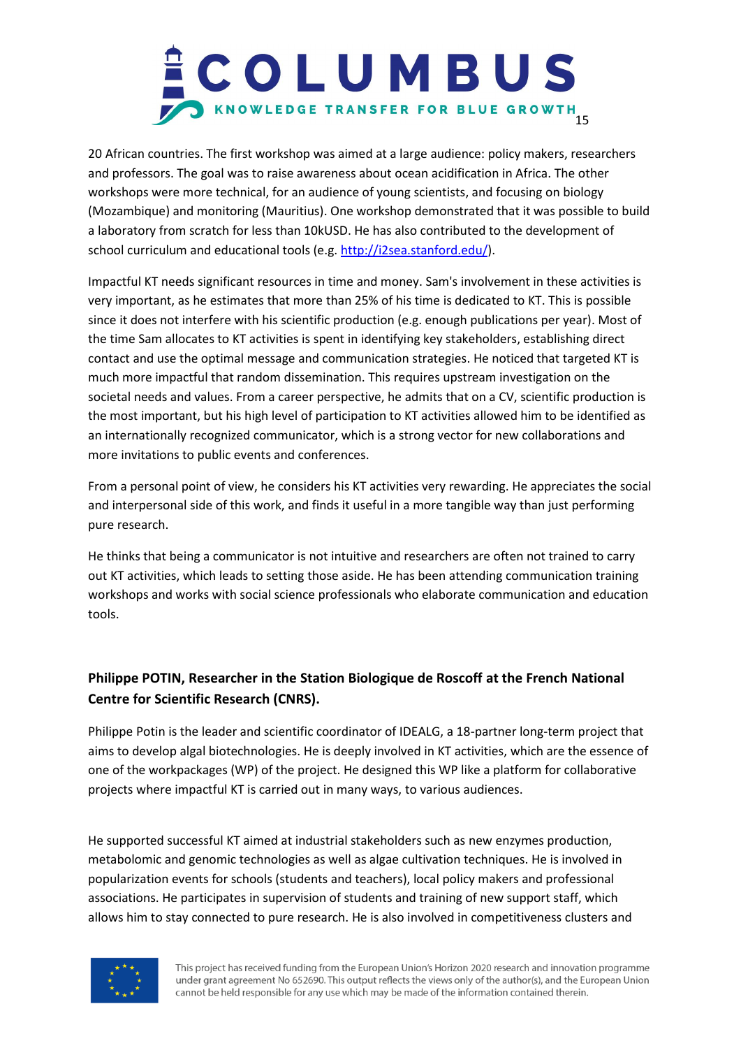20 African countries. The first workshop was aimed at a large audience: policy makers, researchers and professors. The goal was to raise awareness about ocean acidification in Africa. The other workshops were more technical, for an audience of young scientists, and focusing on biology (Mozambique) and monitoring (Mauritius). One workshop demonstrated that it was possible to build a laboratory from scratch for less than 10kUSD. He has also contributed to the development of school curriculum and educational tools (e.g. http://i2sea.stanford.edu/).

Impactful KT needs significant resources in time and money. Sam's involvement in these activities is very important, as he estimates that more than 25% of his time is dedicated to KT. This is possible since it does not interfere with his scientific production (e.g. enough publications per year). Most of the time Sam allocates to KT activities is spent in identifying key stakeholders, establishing direct contact and use the optimal message and communication strategies. He noticed that targeted KT is much more impactful that random dissemination. This requires upstream investigation on the societal needs and values. From a career perspective, he admits that on a CV, scientific production is the most important, but his high level of participation to KT activities allowed him to be identified as an internationally recognized communicator, which is a strong vector for new collaborations and more invitations to public events and conferences.

From a personal point of view, he considers his KT activities very rewarding. He appreciates the social and interpersonal side of this work, and finds it useful in a more tangible way than just performing pure research.

He thinks that being a communicator is not intuitive and researchers are often not trained to carry out KT activities, which leads to setting those aside. He has been attending communication training workshops and works with social science professionals who elaborate communication and education tools.

### Philippe POTIN, Researcher in the Station Biologique de Roscoff at the French National Centre for Scientific Research (CNRS).

Philippe Potin is the leader and scientific coordinator of IDEALG, a 18-partner long-term project that aims to develop algal biotechnologies. He is deeply involved in KT activities, which are the essence of one of the workpackages (WP) of the project. He designed this WP like a platform for collaborative projects where impactful KT is carried out in many ways, to various audiences.

He supported successful KT aimed at industrial stakeholders such as new enzymes production, metabolomic and genomic technologies as well as algae cultivation techniques. He is involved in popularization events for schools (students and teachers), local policy makers and professional associations. He participates in supervision of students and training of new support staff, which allows him to stay connected to pure research. He is also involved in competitiveness clusters and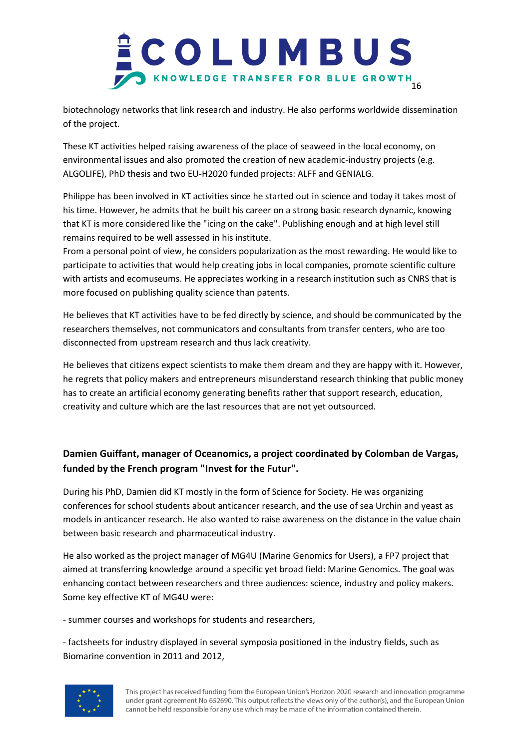biotechnology networks that link research and industry. He also performs worldwide dissemination of the project.

These KT activities helped raising awareness of the place of seaweed in the local economy, on environmental issues and also promoted the creation of new academic-industry projects (e.g. ALGOLIFE), PhD thesis and two EU-H2020 funded projects: ALFF and GENIALG.

Philippe has been involved in KT activities since he started out in science and today it takes most of his time. However, he admits that he built his career on a strong basic research dynamic, knowing that KT is more considered like the "icing on the cake". Publishing enough and at high level still remains required to be well assessed in his institute.
From a personal point of view, he considers popularization as the most rewarding. He would like to participate to activities that would help creating jobs in local companies, promote scientific culture with artists and ecomuseums. He appreciates working in a research institution such as CNRS that is more focused on publishing quality science than patents.

He believes that KT activities have to be fed directly by science, and should be communicated by the researchers themselves, not communicators and consultants from transfer centers, who are too disconnected from upstream research and thus lack creativity.

He believes that citizens expect scientists to make them dream and they are happy with it. However, he regrets that policy makers and entrepreneurs misunderstand research thinking that public money has to create an artificial economy generating benefits rather that support research, education, creativity and culture which are the last resources that are not yet outsourced.

**Damien Guiffant, manager of Oceanomics, a project coordinated by Colomban de Vargas, funded by the French program "Invest for the Futur".**

During his PhD, Damien did KT mostly in the form of Science for Society. He was organizing conferences for school students about anticancer research, and the use of sea Urchin and yeast as models in anticancer research. He also wanted to raise awareness on the distance in the value chain between basic research and pharmaceutical industry.

He also worked as the project manager of MG4U (Marine Genomics for Users), a FP7 project that aimed at transferring knowledge around a specific yet broad field: Marine Genomics. The goal was enhancing contact between researchers and three audiences: science, industry and policy makers. Some key effective KT of MG4U were:

- summer courses and workshops for students and researchers,

- factsheets for industry displayed in several symposia positioned in the industry fields, such as Biomarine convention in 2011 and 2012,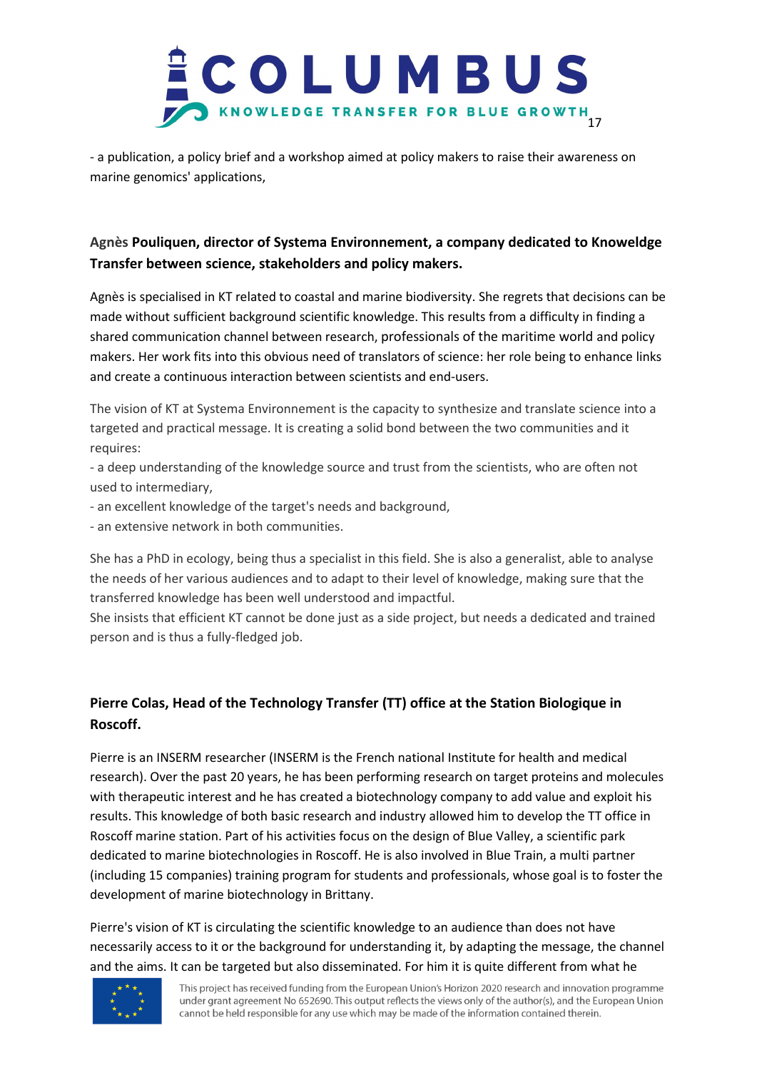- a publication, a policy brief and a workshop aimed at policy makers to raise their awareness on marine genomics' applications,

**Agnès Pouliquen, director of Systema Environnement, a company dedicated to Knoweldge Transfer between science, stakeholders and policy makers.**

Agnès is specialised in KT related to coastal and marine biodiversity. She regrets that decisions can be made without sufficient background scientific knowledge. This results from a difficulty in finding a shared communication channel between research, professionals of the maritime world and policy makers. Her work fits into this obvious need of translators of science: her role being to enhance links and create a continuous interaction between scientists and end-users.

The vision of KT at Systema Environnement is the capacity to synthesize and translate science into a targeted and practical message. It is creating a solid bond between the two communities and it requires:

- a deep understanding of the knowledge source and trust from the scientists, who are often not used to intermediary,
- an excellent knowledge of the target's needs and background,
- an extensive network in both communities.

She has a PhD in ecology, being thus a specialist in this field. She is also a generalist, able to analyse the needs of her various audiences and to adapt to their level of knowledge, making sure that the transferred knowledge has been well understood and impactful.

She insists that efficient KT cannot be done just as a side project, but needs a dedicated and trained person and is thus a fully-fledged job.

**Pierre Colas, Head of the Technology Transfer (TT) office at the Station Biologique in Roscoff.**

Pierre is an INSERM researcher (INSERM is the French national Institute for health and medical research). Over the past 20 years, he has been performing research on target proteins and molecules with therapeutic interest and he has created a biotechnology company to add value and exploit his results. This knowledge of both basic research and industry allowed him to develop the TT office in Roscoff marine station. Part of his activities focus on the design of Blue Valley, a scientific park dedicated to marine biotechnologies in Roscoff. He is also involved in Blue Train, a multi partner (including 15 companies) training program for students and professionals, whose goal is to foster the development of marine biotechnology in Brittany.

Pierre's vision of KT is circulating the scientific knowledge to an audience than does not have necessarily access to it or the background for understanding it, by adapting the message, the channel and the aims. It can be targeted but also disseminated. For him it is quite different from what he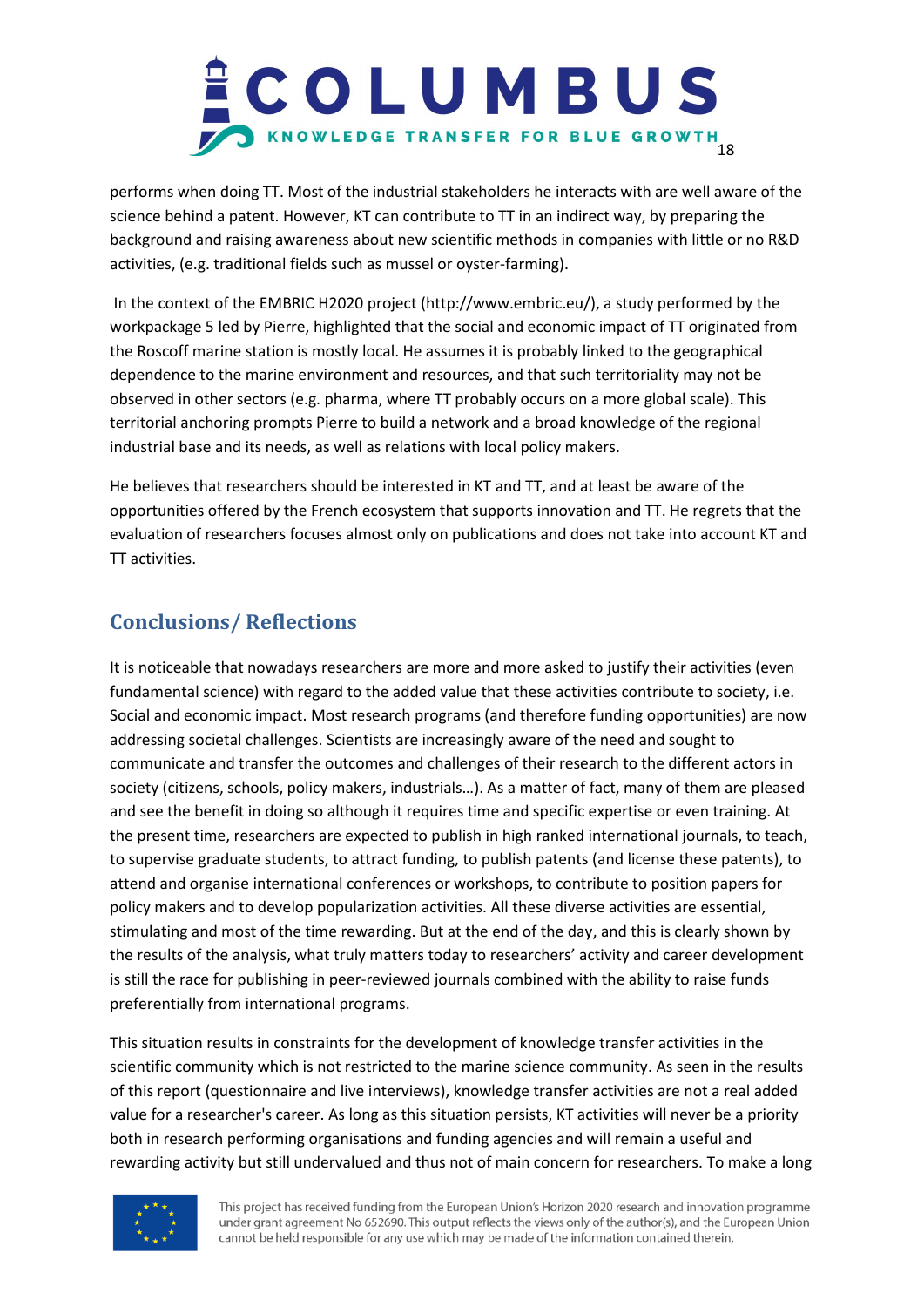performs when doing TT. Most of the industrial stakeholders he interacts with are well aware of the science behind a patent. However, KT can contribute to TT in an indirect way, by preparing the background and raising awareness about new scientific methods in companies with little or no R&D activities, (e.g. traditional fields such as mussel or oyster-farming).

In the context of the EMBRIC H2020 project (http://www.embric.eu/), a study performed by the workpackage 5 led by Pierre, highlighted that the social and economic impact of TT originated from the Roscoff marine station is mostly local. He assumes it is probably linked to the geographical dependence to the marine environment and resources, and that such territoriality may not be observed in other sectors (e.g. pharma, where TT probably occurs on a more global scale). This territorial anchoring prompts Pierre to build a network and a broad knowledge of the regional industrial base and its needs, as well as relations with local policy makers.

He believes that researchers should be interested in KT and TT, and at least be aware of the opportunities offered by the French ecosystem that supports innovation and TT. He regrets that the evaluation of researchers focuses almost only on publications and does not take into account KT and TT activities.

## Conclusions/ Reflections

It is noticeable that nowadays researchers are more and more asked to justify their activities (even fundamental science) with regard to the added value that these activities contribute to society, i.e. Social and economic impact. Most research programs (and therefore funding opportunities) are now addressing societal challenges. Scientists are increasingly aware of the need and sought to communicate and transfer the outcomes and challenges of their research to the different actors in society (citizens, schools, policy makers, industrials…). As a matter of fact, many of them are pleased and see the benefit in doing so although it requires time and specific expertise or even training. At the present time, researchers are expected to publish in high ranked international journals, to teach, to supervise graduate students, to attract funding, to publish patents (and license these patents), to attend and organise international conferences or workshops, to contribute to position papers for policy makers and to develop popularization activities. All these diverse activities are essential, stimulating and most of the time rewarding. But at the end of the day, and this is clearly shown by the results of the analysis, what truly matters today to researchers' activity and career development is still the race for publishing in peer-reviewed journals combined with the ability to raise funds preferentially from international programs.

This situation results in constraints for the development of knowledge transfer activities in the scientific community which is not restricted to the marine science community. As seen in the results of this report (questionnaire and live interviews), knowledge transfer activities are not a real added value for a researcher's career. As long as this situation persists, KT activities will never be a priority both in research performing organisations and funding agencies and will remain a useful and rewarding activity but still undervalued and thus not of main concern for researchers. To make a long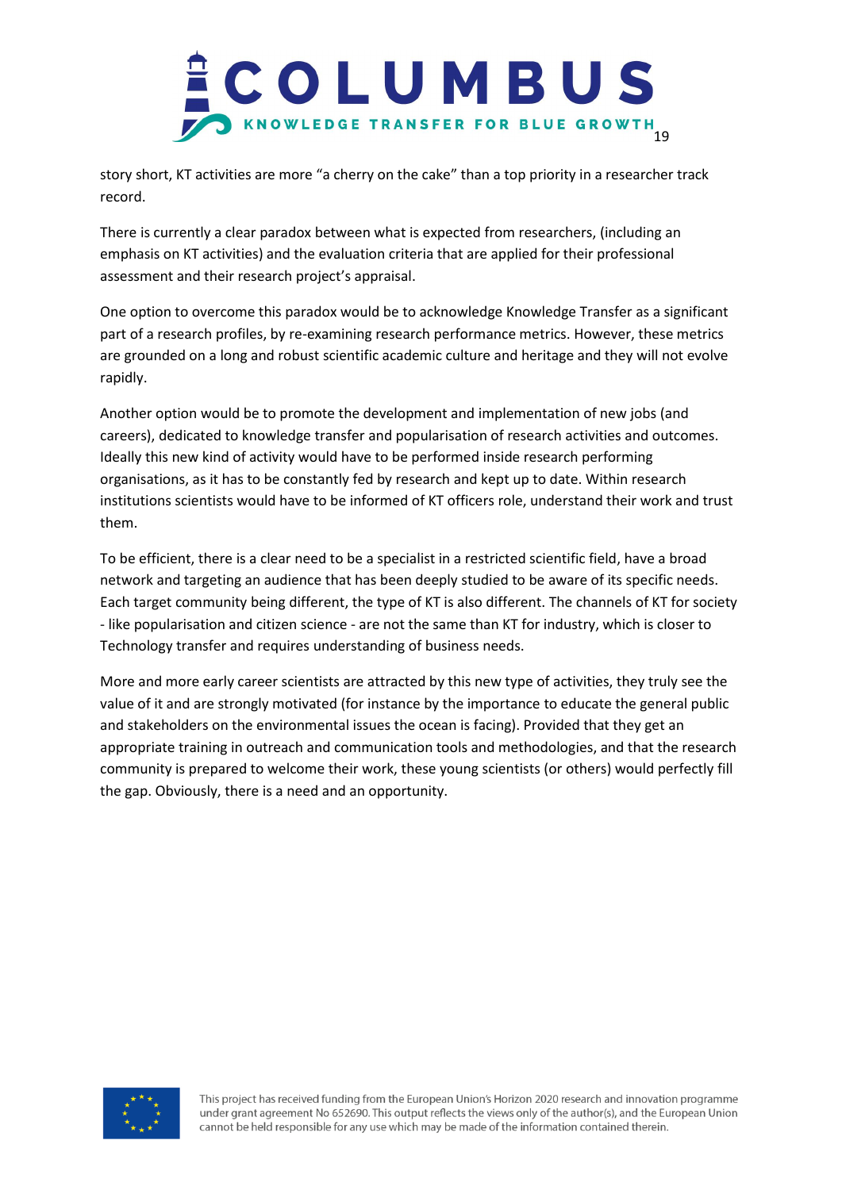story short, KT activities are more “a cherry on the cake” than a top priority in a researcher track record.

There is currently a clear paradox between what is expected from researchers, (including an emphasis on KT activities) and the evaluation criteria that are applied for their professional assessment and their research project’s appraisal.

One option to overcome this paradox would be to acknowledge Knowledge Transfer as a significant part of a research profiles, by re-examining research performance metrics. However, these metrics are grounded on a long and robust scientific academic culture and heritage and they will not evolve rapidly.

Another option would be to promote the development and implementation of new jobs (and careers), dedicated to knowledge transfer and popularisation of research activities and outcomes. Ideally this new kind of activity would have to be performed inside research performing organisations, as it has to be constantly fed by research and kept up to date. Within research institutions scientists would have to be informed of KT officers role, understand their work and trust them.

To be efficient, there is a clear need to be a specialist in a restricted scientific field, have a broad network and targeting an audience that has been deeply studied to be aware of its specific needs. Each target community being different, the type of KT is also different. The channels of KT for society - like popularisation and citizen science - are not the same than KT for industry, which is closer to Technology transfer and requires understanding of business needs.

More and more early career scientists are attracted by this new type of activities, they truly see the value of it and are strongly motivated (for instance by the importance to educate the general public and stakeholders on the environmental issues the ocean is facing). Provided that they get an appropriate training in outreach and communication tools and methodologies, and that the research community is prepared to welcome their work, these young scientists (or others) would perfectly fill the gap. Obviously, there is a need and an opportunity.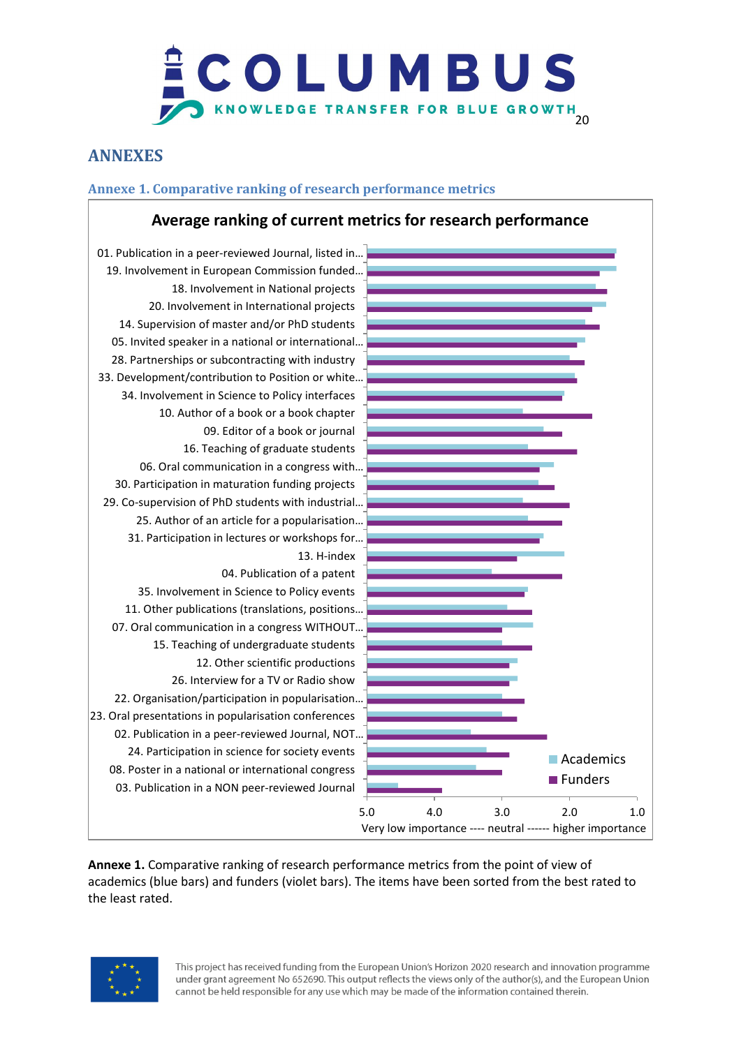# ANNEXES

## Annexe 1. Comparative ranking of research performance metrics

**Average ranking of current metrics for research performance**

01. Publication in a peer-reviewed Journal, listed in…
19. Involvement in European Commission funded…
18. Involvement in National projects
20. Involvement in International projects
14. Supervision of master and/or PhD students
05. Invited speaker in a national or international…
28. Partnerships or subcontracting with industry
33. Development/contribution to Position or white…
34. Involvement in Science to Policy interfaces
10. Author of a book or a book chapter
09. Editor of a book or journal
16. Teaching of graduate students
06. Oral communication in a congress with…
30. Participation in maturation funding projects
29. Co-supervision of PhD students with industrial…
25. Author of an article for a popularisation…
31. Participation in lectures or workshops for…
13. H-index
04. Publication of a patent
35. Involvement in Science to Policy events
11. Other publications (translations, positions…
07. Oral communication in a congress WITHOUT…
15. Teaching of undergraduate students
12. Other scientific productions
26. Interview for a TV or Radio show
22. Organisation/participation in popularisation…
23. Oral presentations in popularisation conferences
02. Publication in a peer-reviewed Journal, NOT…
24. Participation in science for society events
08. Poster in a national or international congress
03. Publication in a NON peer-reviewed Journal

Legend: Academics; Funders

Axis: 5.0, 4.0, 3.0, 2.0, 1.0 — Very low importance ---- neutral ------ higher importance

**Annexe 1.** Comparative ranking of research performance metrics from the point of view of academics (blue bars) and funders (violet bars). The items have been sorted from the best rated to the least rated.

This project has received funding from the European Union's Horizon 2020 research and innovation programme under grant agreement No 652690. This output reflects the views only of the author(s), and the European Union cannot be held responsible for any use which may be made of the information contained therein.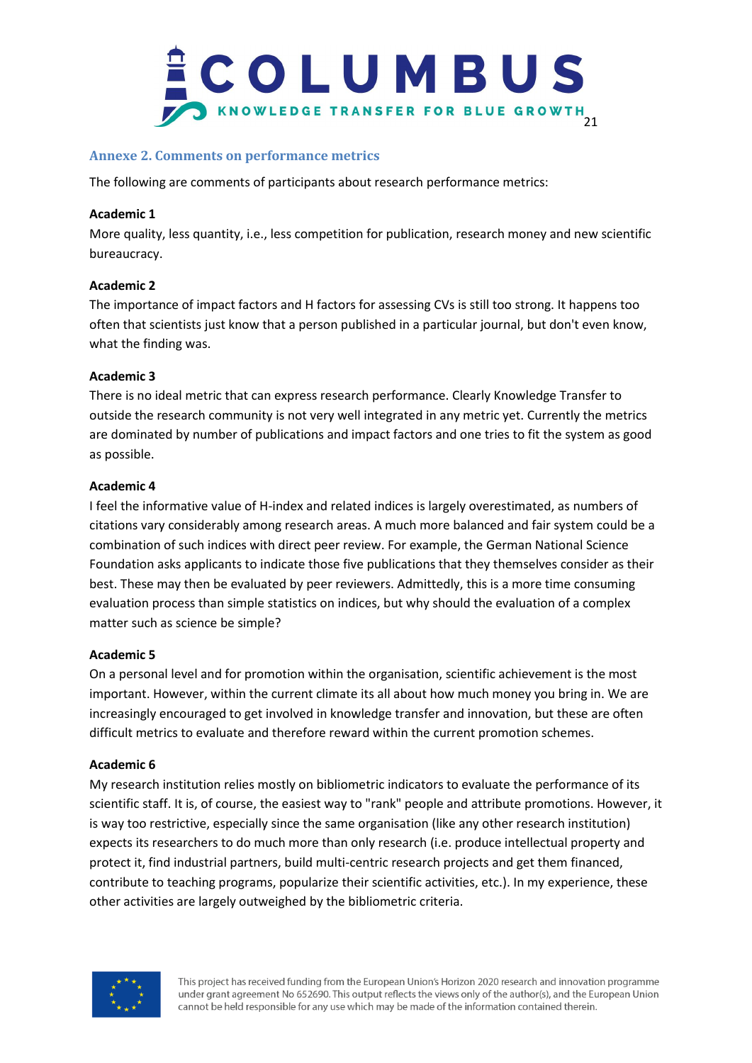## Annexe 2. Comments on performance metrics

The following are comments of participants about research performance metrics:

**Academic 1**

More quality, less quantity, i.e., less competition for publication, research money and new scientific bureaucracy.

**Academic 2**

The importance of impact factors and H factors for assessing CVs is still too strong. It happens too often that scientists just know that a person published in a particular journal, but don't even know, what the finding was.

**Academic 3**

There is no ideal metric that can express research performance. Clearly Knowledge Transfer to outside the research community is not very well integrated in any metric yet. Currently the metrics are dominated by number of publications and impact factors and one tries to fit the system as good as possible.

**Academic 4**

I feel the informative value of H-index and related indices is largely overestimated, as numbers of citations vary considerably among research areas. A much more balanced and fair system could be a combination of such indices with direct peer review. For example, the German National Science Foundation asks applicants to indicate those five publications that they themselves consider as their best. These may then be evaluated by peer reviewers. Admittedly, this is a more time consuming evaluation process than simple statistics on indices, but why should the evaluation of a complex matter such as science be simple?

**Academic 5**

On a personal level and for promotion within the organisation, scientific achievement is the most important. However, within the current climate its all about how much money you bring in. We are increasingly encouraged to get involved in knowledge transfer and innovation, but these are often difficult metrics to evaluate and therefore reward within the current promotion schemes.

**Academic 6**

My research institution relies mostly on bibliometric indicators to evaluate the performance of its scientific staff. It is, of course, the easiest way to "rank" people and attribute promotions. However, it is way too restrictive, especially since the same organisation (like any other research institution) expects its researchers to do much more than only research (i.e. produce intellectual property and protect it, find industrial partners, build multi-centric research projects and get them financed, contribute to teaching programs, popularize their scientific activities, etc.). In my experience, these other activities are largely outweighed by the bibliometric criteria.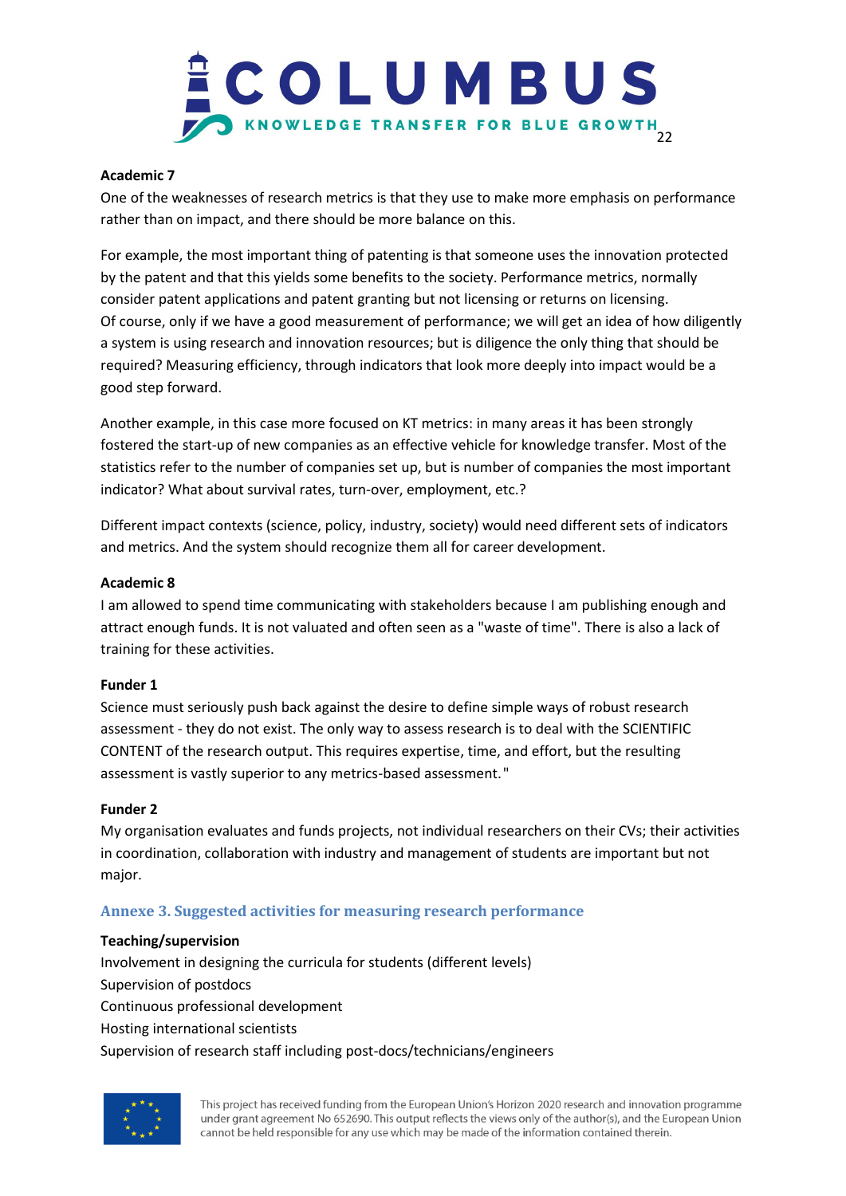**Academic 7**

One of the weaknesses of research metrics is that they use to make more emphasis on performance rather than on impact, and there should be more balance on this.

For example, the most important thing of patenting is that someone uses the innovation protected by the patent and that this yields some benefits to the society. Performance metrics, normally consider patent applications and patent granting but not licensing or returns on licensing.
Of course, only if we have a good measurement of performance; we will get an idea of how diligently a system is using research and innovation resources; but is diligence the only thing that should be required? Measuring efficiency, through indicators that look more deeply into impact would be a good step forward.

Another example, in this case more focused on KT metrics: in many areas it has been strongly fostered the start-up of new companies as an effective vehicle for knowledge transfer. Most of the statistics refer to the number of companies set up, but is number of companies the most important indicator? What about survival rates, turn-over, employment, etc.?

Different impact contexts (science, policy, industry, society) would need different sets of indicators and metrics. And the system should recognize them all for career development.

**Academic 8**

I am allowed to spend time communicating with stakeholders because I am publishing enough and attract enough funds. It is not valuated and often seen as a "waste of time". There is also a lack of training for these activities.

**Funder 1**

Science must seriously push back against the desire to define simple ways of robust research assessment - they do not exist. The only way to assess research is to deal with the SCIENTIFIC CONTENT of the research output. This requires expertise, time, and effort, but the resulting assessment is vastly superior to any metrics-based assessment."

**Funder 2**

My organisation evaluates and funds projects, not individual researchers on their CVs; their activities in coordination, collaboration with industry and management of students are important but not major.

## Annexe 3. Suggested activities for measuring research performance

**Teaching/supervision**

Involvement in designing the curricula for students (different levels)
Supervision of postdocs
Continuous professional development
Hosting international scientists
Supervision of research staff including post-docs/technicians/engineers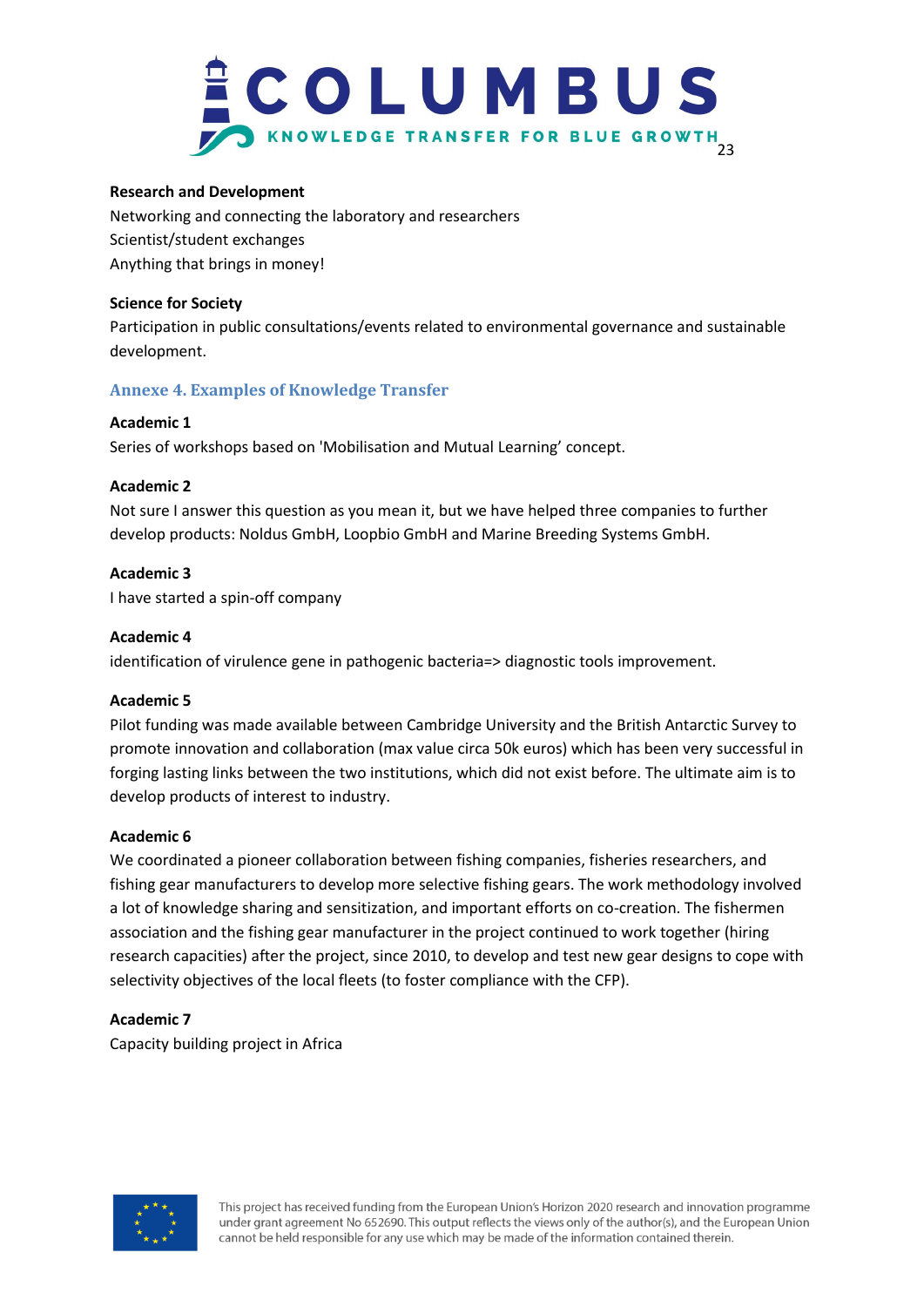**Research and Development**

Networking and connecting the laboratory and researchers

Scientist/student exchanges

Anything that brings in money!

**Science for Society**

Participation in public consultations/events related to environmental governance and sustainable development.

## Annexe 4. Examples of Knowledge Transfer

**Academic 1**

Series of workshops based on 'Mobilisation and Mutual Learning' concept.

**Academic 2**

Not sure I answer this question as you mean it, but we have helped three companies to further develop products: Noldus GmbH, Loopbio GmbH and Marine Breeding Systems GmbH.

**Academic 3**

I have started a spin-off company

**Academic 4**

identification of virulence gene in pathogenic bacteria=> diagnostic tools improvement.

**Academic 5**

Pilot funding was made available between Cambridge University and the British Antarctic Survey to promote innovation and collaboration (max value circa 50k euros) which has been very successful in forging lasting links between the two institutions, which did not exist before. The ultimate aim is to develop products of interest to industry.

**Academic 6**

We coordinated a pioneer collaboration between fishing companies, fisheries researchers, and fishing gear manufacturers to develop more selective fishing gears. The work methodology involved a lot of knowledge sharing and sensitization, and important efforts on co-creation. The fishermen association and the fishing gear manufacturer in the project continued to work together (hiring research capacities) after the project, since 2010, to develop and test new gear designs to cope with selectivity objectives of the local fleets (to foster compliance with the CFP).

**Academic 7**

Capacity building project in Africa